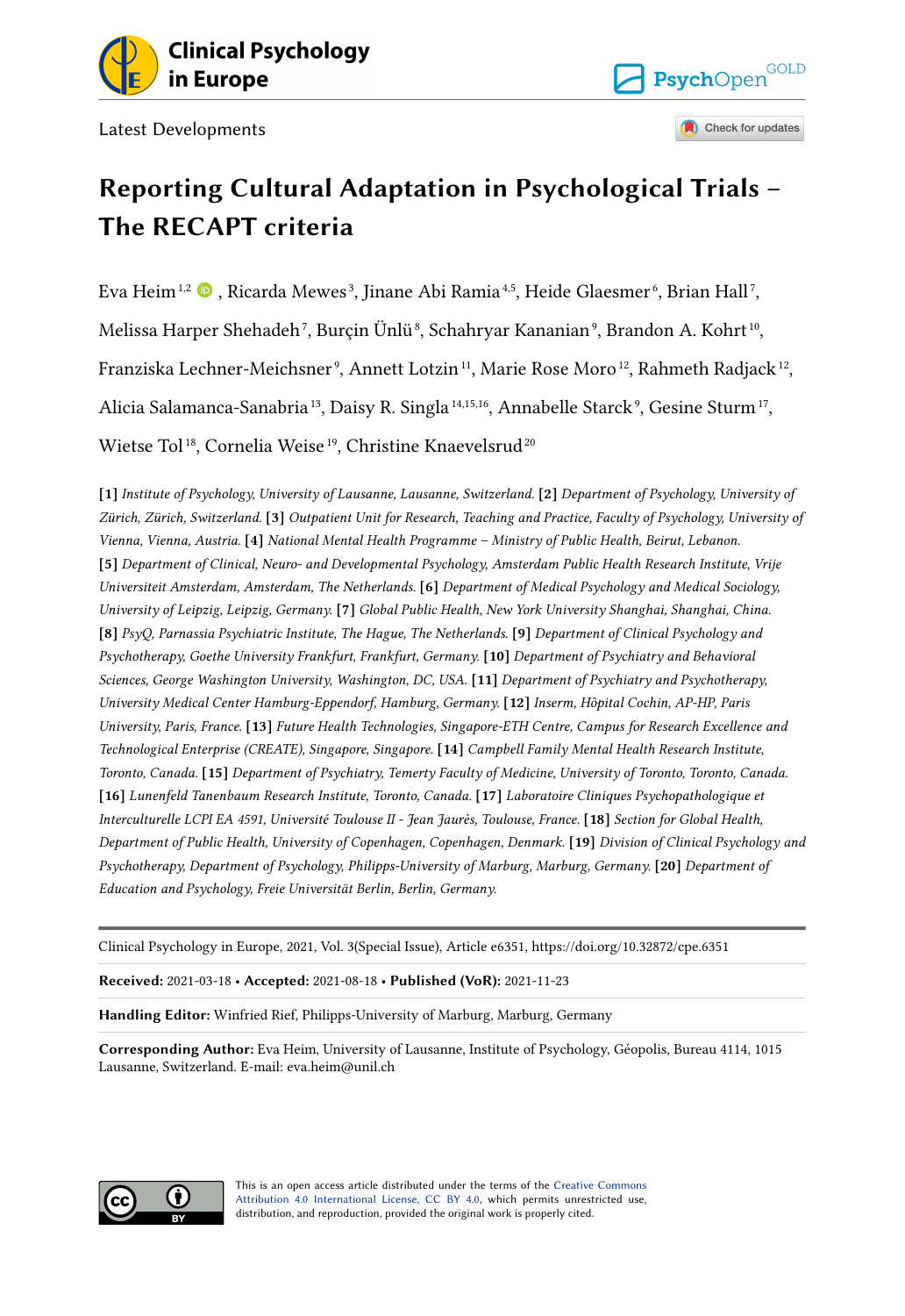Latest Developments

# Reporting Cultural Adaptation in Psychological Trials – The RECAPT criteria

Eva Heim [1,2], Ricarda Mewes [3], Jinane Abi Ramia [4,5], Heide Glaesmer [6], Brian Hall [7], Melissa Harper Shehadeh [7], Burçin Ünlü [8], Schahryar Kananian [9], Brandon A. Kohrt [10], Franziska Lechner-Meichsner [9], Annett Lotzin [11], Marie Rose Moro [12], Rahmeth Radjack [12], Alicia Salamanca-Sanabria [13], Daisy R. Singla [14,15,16], Annabelle Starck [9], Gesine Sturm [17], Wietse Tol [18], Cornelia Weise [19], Christine Knaevelsrud [20]

**[1]** *Institute of Psychology, University of Lausanne, Lausanne, Switzerland.* **[2]** *Department of Psychology, University of Zürich, Zürich, Switzerland.* **[3]** *Outpatient Unit for Research, Teaching and Practice, Faculty of Psychology, University of Vienna, Vienna, Austria.* **[4]** *National Mental Health Programme – Ministry of Public Health, Beirut, Lebanon.* **[5]** *Department of Clinical, Neuro- and Developmental Psychology, Amsterdam Public Health Research Institute, Vrije Universiteit Amsterdam, Amsterdam, The Netherlands.* **[6]** *Department of Medical Psychology and Medical Sociology, University of Leipzig, Leipzig, Germany.* **[7]** *Global Public Health, New York University Shanghai, Shanghai, China.* **[8]** *PsyQ, Parnassia Psychiatric Institute, The Hague, The Netherlands.* **[9]** *Department of Clinical Psychology and Psychotherapy, Goethe University Frankfurt, Frankfurt, Germany.* **[10]** *Department of Psychiatry and Behavioral Sciences, George Washington University, Washington, DC, USA.* **[11]** *Department of Psychiatry and Psychotherapy, University Medical Center Hamburg-Eppendorf, Hamburg, Germany.* **[12]** *Inserm, Hôpital Cochin, AP-HP, Paris University, Paris, France.* **[13]** *Future Health Technologies, Singapore-ETH Centre, Campus for Research Excellence and Technological Enterprise (CREATE), Singapore, Singapore.* **[14]** *Campbell Family Mental Health Research Institute, Toronto, Canada.* **[15]** *Department of Psychiatry, Temerty Faculty of Medicine, University of Toronto, Toronto, Canada.* **[16]** *Lunenfeld Tanenbaum Research Institute, Toronto, Canada.* **[17]** *Laboratoire Cliniques Psychopathologique et Interculturelle LCPI EA 4591, Université Toulouse II - Jean Jaurès, Toulouse, France.* **[18]** *Section for Global Health, Department of Public Health, University of Copenhagen, Copenhagen, Denmark.* **[19]** *Division of Clinical Psychology and Psychotherapy, Department of Psychology, Philipps-University of Marburg, Marburg, Germany.* **[20]** *Department of Education and Psychology, Freie Universität Berlin, Berlin, Germany.*

Clinical Psychology in Europe, 2021, Vol. 3(Special Issue), Article e6351, https://doi.org/10.32872/cpe.6351

**Received:** 2021-03-18 • **Accepted:** 2021-08-18 • **Published (VoR):** 2021-11-23

**Handling Editor:** Winfried Rief, Philipps-University of Marburg, Marburg, Germany

**Corresponding Author:** Eva Heim, University of Lausanne, Institute of Psychology, Géopolis, Bureau 4114, 1015 Lausanne, Switzerland. E-mail: eva.heim@unil.ch

This is an open access article distributed under the terms of the Creative Commons Attribution 4.0 International License, CC BY 4.0, which permits unrestricted use, distribution, and reproduction, provided the original work is properly cited.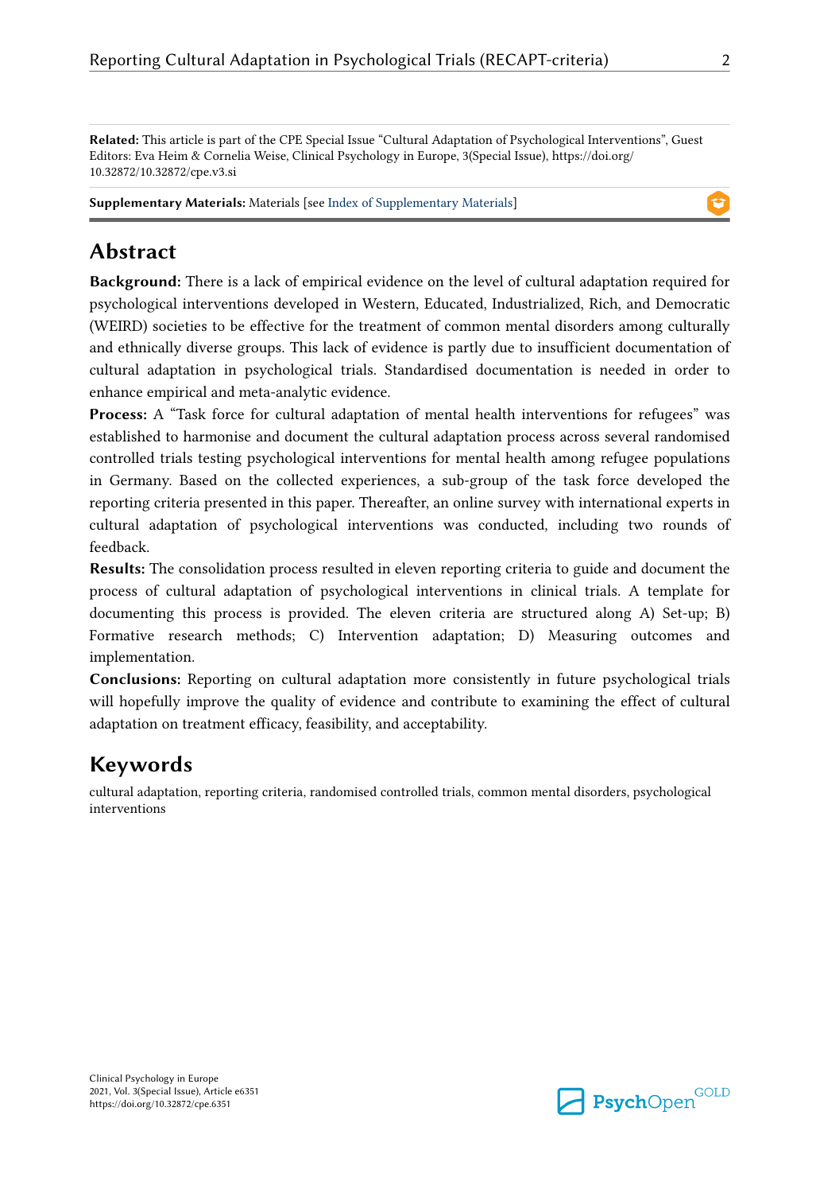**Related:** This article is part of the CPE Special Issue “Cultural Adaptation of Psychological Interventions”, Guest Editors: Eva Heim & Cornelia Weise, Clinical Psychology in Europe, 3(Special Issue), https://doi.org/10.32872/10.32872/cpe.v3.si

**Supplementary Materials:** Materials [see Index of Supplementary Materials]

## Abstract

**Background:** There is a lack of empirical evidence on the level of cultural adaptation required for psychological interventions developed in Western, Educated, Industrialized, Rich, and Democratic (WEIRD) societies to be effective for the treatment of common mental disorders among culturally and ethnically diverse groups. This lack of evidence is partly due to insufficient documentation of cultural adaptation in psychological trials. Standardised documentation is needed in order to enhance empirical and meta-analytic evidence.

**Process:** A “Task force for cultural adaptation of mental health interventions for refugees” was established to harmonise and document the cultural adaptation process across several randomised controlled trials testing psychological interventions for mental health among refugee populations in Germany. Based on the collected experiences, a sub-group of the task force developed the reporting criteria presented in this paper. Thereafter, an online survey with international experts in cultural adaptation of psychological interventions was conducted, including two rounds of feedback.

**Results:** The consolidation process resulted in eleven reporting criteria to guide and document the process of cultural adaptation of psychological interventions in clinical trials. A template for documenting this process is provided. The eleven criteria are structured along A) Set-up; B) Formative research methods; C) Intervention adaptation; D) Measuring outcomes and implementation.

**Conclusions:** Reporting on cultural adaptation more consistently in future psychological trials will hopefully improve the quality of evidence and contribute to examining the effect of cultural adaptation on treatment efficacy, feasibility, and acceptability.

## Keywords

cultural adaptation, reporting criteria, randomised controlled trials, common mental disorders, psychological interventions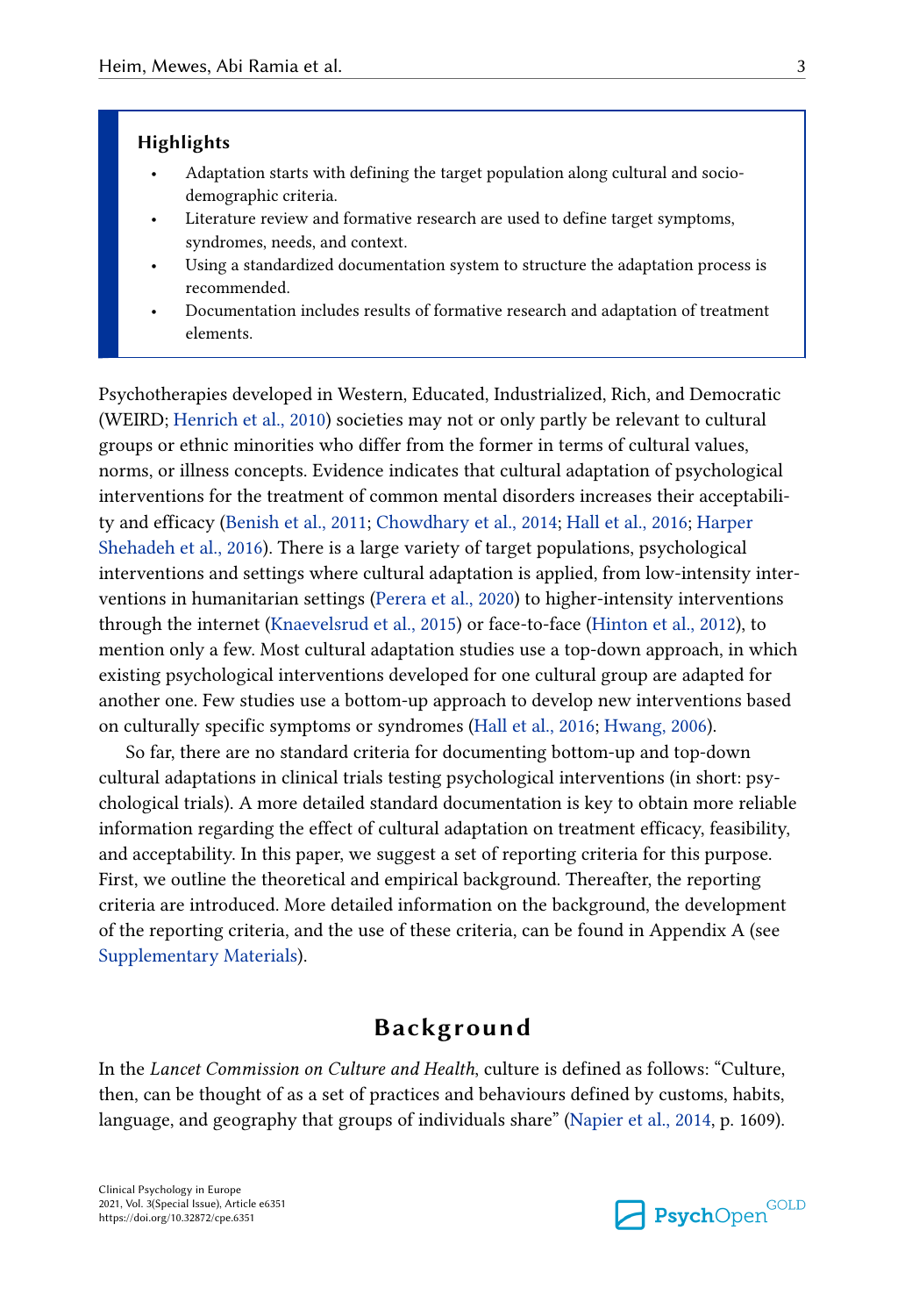**Highlights**

- Adaptation starts with defining the target population along cultural and socio-demographic criteria.
- Literature review and formative research are used to define target symptoms, syndromes, needs, and context.
- Using a standardized documentation system to structure the adaptation process is recommended.
- Documentation includes results of formative research and adaptation of treatment elements.

Psychotherapies developed in Western, Educated, Industrialized, Rich, and Democratic (WEIRD; Henrich et al., 2010) societies may not or only partly be relevant to cultural groups or ethnic minorities who differ from the former in terms of cultural values, norms, or illness concepts. Evidence indicates that cultural adaptation of psychological interventions for the treatment of common mental disorders increases their acceptability and efficacy (Benish et al., 2011; Chowdhary et al., 2014; Hall et al., 2016; Harper Shehadeh et al., 2016). There is a large variety of target populations, psychological interventions and settings where cultural adaptation is applied, from low-intensity interventions in humanitarian settings (Perera et al., 2020) to higher-intensity interventions through the internet (Knaevelsrud et al., 2015) or face-to-face (Hinton et al., 2012), to mention only a few. Most cultural adaptation studies use a top-down approach, in which existing psychological interventions developed for one cultural group are adapted for another one. Few studies use a bottom-up approach to develop new interventions based on culturally specific symptoms or syndromes (Hall et al., 2016; Hwang, 2006).

So far, there are no standard criteria for documenting bottom-up and top-down cultural adaptations in clinical trials testing psychological interventions (in short: psychological trials). A more detailed standard documentation is key to obtain more reliable information regarding the effect of cultural adaptation on treatment efficacy, feasibility, and acceptability. In this paper, we suggest a set of reporting criteria for this purpose. First, we outline the theoretical and empirical background. Thereafter, the reporting criteria are introduced. More detailed information on the background, the development of the reporting criteria, and the use of these criteria, can be found in Appendix A (see Supplementary Materials).

## Background

In the *Lancet Commission on Culture and Health*, culture is defined as follows: "Culture, then, can be thought of as a set of practices and behaviours defined by customs, habits, language, and geography that groups of individuals share" (Napier et al., 2014, p. 1609).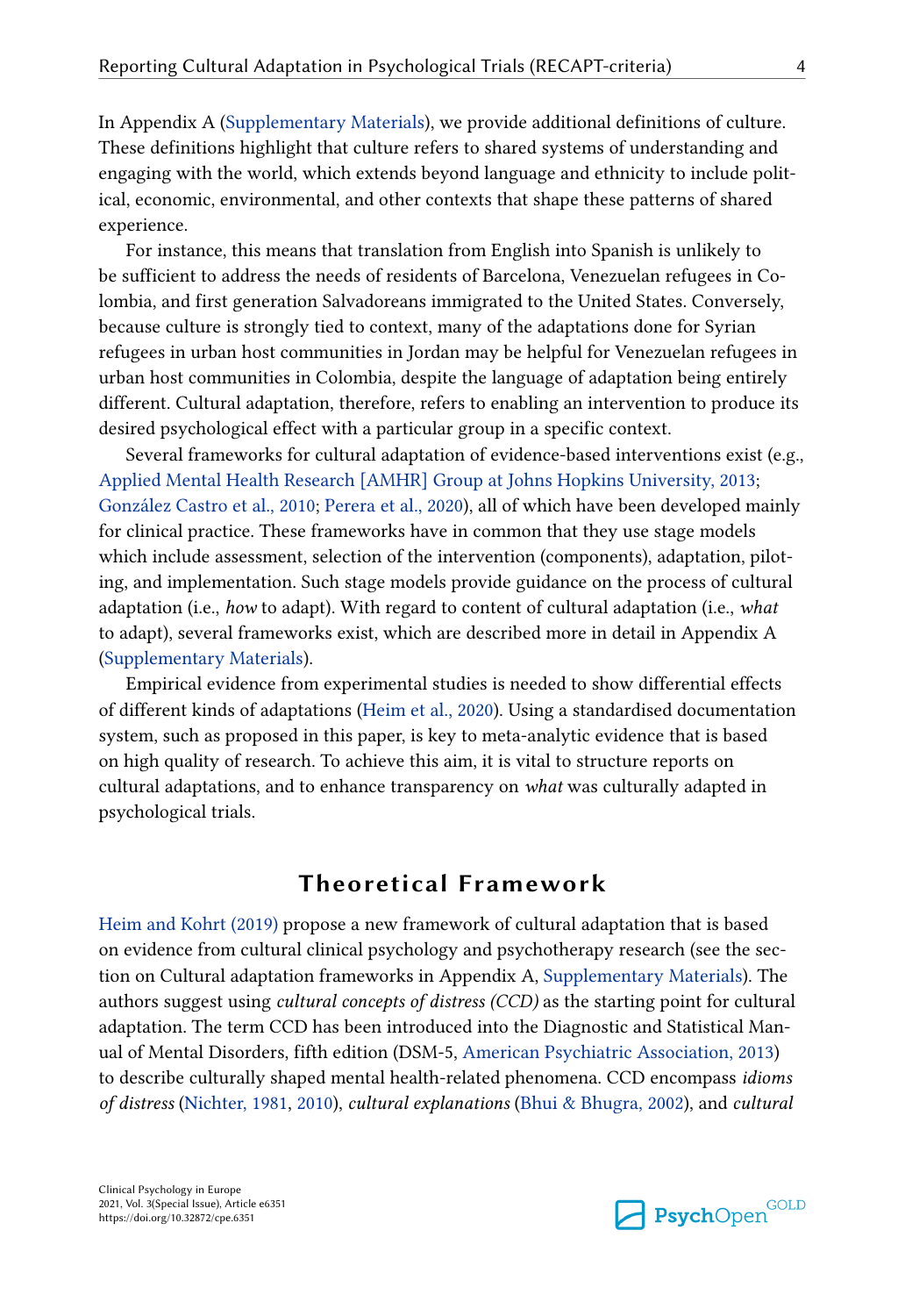In Appendix A (Supplementary Materials), we provide additional definitions of culture. These definitions highlight that culture refers to shared systems of understanding and engaging with the world, which extends beyond language and ethnicity to include political, economic, environmental, and other contexts that shape these patterns of shared experience.

For instance, this means that translation from English into Spanish is unlikely to be sufficient to address the needs of residents of Barcelona, Venezuelan refugees in Colombia, and first generation Salvadoreans immigrated to the United States. Conversely, because culture is strongly tied to context, many of the adaptations done for Syrian refugees in urban host communities in Jordan may be helpful for Venezuelan refugees in urban host communities in Colombia, despite the language of adaptation being entirely different. Cultural adaptation, therefore, refers to enabling an intervention to produce its desired psychological effect with a particular group in a specific context.

Several frameworks for cultural adaptation of evidence-based interventions exist (e.g., Applied Mental Health Research [AMHR] Group at Johns Hopkins University, 2013; González Castro et al., 2010; Perera et al., 2020), all of which have been developed mainly for clinical practice. These frameworks have in common that they use stage models which include assessment, selection of the intervention (components), adaptation, piloting, and implementation. Such stage models provide guidance on the process of cultural adaptation (i.e., *how* to adapt). With regard to content of cultural adaptation (i.e., *what* to adapt), several frameworks exist, which are described more in detail in Appendix A (Supplementary Materials).

Empirical evidence from experimental studies is needed to show differential effects of different kinds of adaptations (Heim et al., 2020). Using a standardised documentation system, such as proposed in this paper, is key to meta-analytic evidence that is based on high quality of research. To achieve this aim, it is vital to structure reports on cultural adaptations, and to enhance transparency on *what* was culturally adapted in psychological trials.

## Theoretical Framework

Heim and Kohrt (2019) propose a new framework of cultural adaptation that is based on evidence from cultural clinical psychology and psychotherapy research (see the section on Cultural adaptation frameworks in Appendix A, Supplementary Materials). The authors suggest using *cultural concepts of distress (CCD)* as the starting point for cultural adaptation. The term CCD has been introduced into the Diagnostic and Statistical Manual of Mental Disorders, fifth edition (DSM-5, American Psychiatric Association, 2013) to describe culturally shaped mental health-related phenomena. CCD encompass *idioms of distress* (Nichter, 1981, 2010), *cultural explanations* (Bhui & Bhugra, 2002), and *cultural*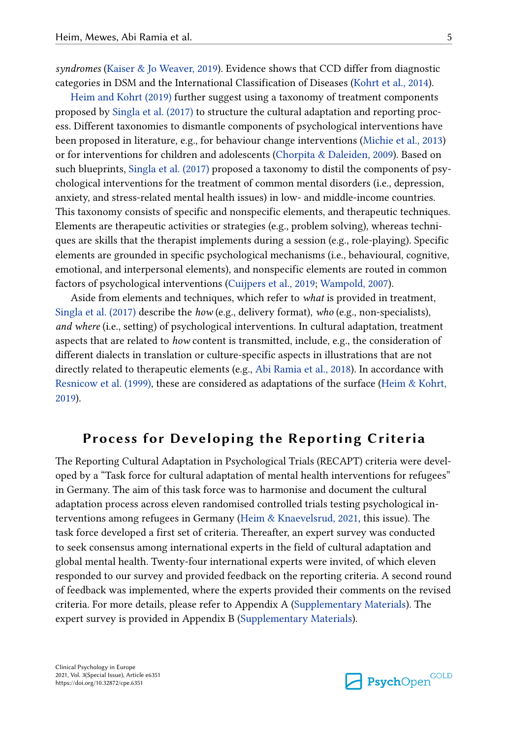*syndromes* (Kaiser & Jo Weaver, 2019). Evidence shows that CCD differ from diagnostic categories in DSM and the International Classification of Diseases (Kohrt et al., 2014).

Heim and Kohrt (2019) further suggest using a taxonomy of treatment components proposed by Singla et al. (2017) to structure the cultural adaptation and reporting process. Different taxonomies to dismantle components of psychological interventions have been proposed in literature, e.g., for behaviour change interventions (Michie et al., 2013) or for interventions for children and adolescents (Chorpita & Daleiden, 2009). Based on such blueprints, Singla et al. (2017) proposed a taxonomy to distil the components of psychological interventions for the treatment of common mental disorders (i.e., depression, anxiety, and stress-related mental health issues) in low- and middle-income countries. This taxonomy consists of specific and nonspecific elements, and therapeutic techniques. Elements are therapeutic activities or strategies (e.g., problem solving), whereas techniques are skills that the therapist implements during a session (e.g., role-playing). Specific elements are grounded in specific psychological mechanisms (i.e., behavioural, cognitive, emotional, and interpersonal elements), and nonspecific elements are routed in common factors of psychological interventions (Cuijpers et al., 2019; Wampold, 2007).

Aside from elements and techniques, which refer to *what* is provided in treatment, Singla et al. (2017) describe the *how* (e.g., delivery format), *who* (e.g., non-specialists), *and where* (i.e., setting) of psychological interventions. In cultural adaptation, treatment aspects that are related to *how* content is transmitted, include, e.g., the consideration of different dialects in translation or culture-specific aspects in illustrations that are not directly related to therapeutic elements (e.g., Abi Ramia et al., 2018). In accordance with Resnicow et al. (1999), these are considered as adaptations of the surface (Heim & Kohrt, 2019).

## Process for Developing the Reporting Criteria

The Reporting Cultural Adaptation in Psychological Trials (RECAPT) criteria were developed by a "Task force for cultural adaptation of mental health interventions for refugees" in Germany. The aim of this task force was to harmonise and document the cultural adaptation process across eleven randomised controlled trials testing psychological interventions among refugees in Germany (Heim & Knaevelsrud, 2021, this issue). The task force developed a first set of criteria. Thereafter, an expert survey was conducted to seek consensus among international experts in the field of cultural adaptation and global mental health. Twenty-four international experts were invited, of which eleven responded to our survey and provided feedback on the reporting criteria. A second round of feedback was implemented, where the experts provided their comments on the revised criteria. For more details, please refer to Appendix A (Supplementary Materials). The expert survey is provided in Appendix B (Supplementary Materials).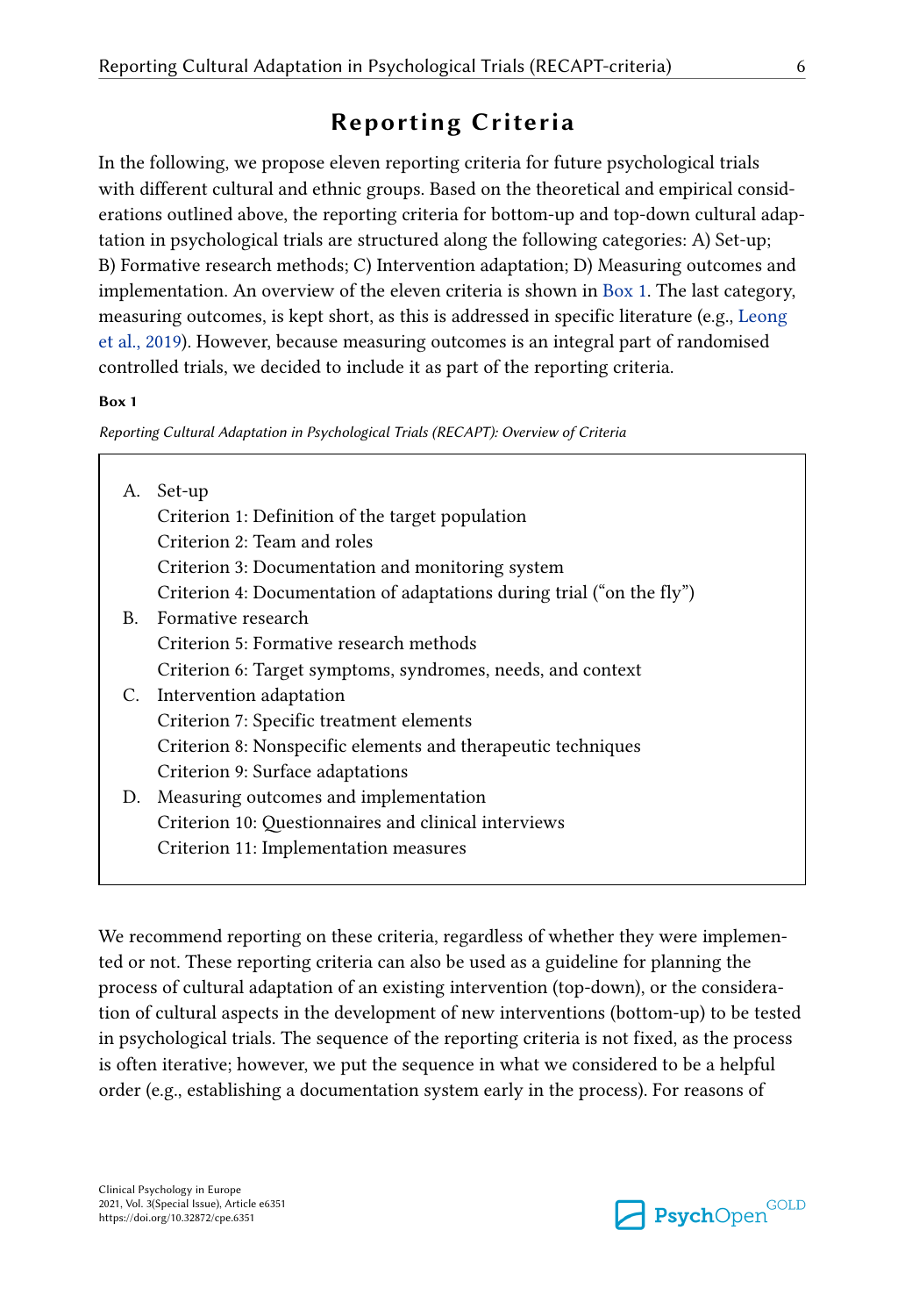# Reporting Criteria

In the following, we propose eleven reporting criteria for future psychological trials with different cultural and ethnic groups. Based on the theoretical and empirical considerations outlined above, the reporting criteria for bottom-up and top-down cultural adaptation in psychological trials are structured along the following categories: A) Set-up; B) Formative research methods; C) Intervention adaptation; D) Measuring outcomes and implementation. An overview of the eleven criteria is shown in Box 1. The last category, measuring outcomes, is kept short, as this is addressed in specific literature (e.g., Leong et al., 2019). However, because measuring outcomes is an integral part of randomised controlled trials, we decided to include it as part of the reporting criteria.

**Box 1**

*Reporting Cultural Adaptation in Psychological Trials (RECAPT): Overview of Criteria*

A. Set-up
   - Criterion 1: Definition of the target population
   - Criterion 2: Team and roles
   - Criterion 3: Documentation and monitoring system
   - Criterion 4: Documentation of adaptations during trial ("on the fly")

B. Formative research
   - Criterion 5: Formative research methods
   - Criterion 6: Target symptoms, syndromes, needs, and context

C. Intervention adaptation
   - Criterion 7: Specific treatment elements
   - Criterion 8: Nonspecific elements and therapeutic techniques
   - Criterion 9: Surface adaptations

D. Measuring outcomes and implementation
   - Criterion 10: Questionnaires and clinical interviews
   - Criterion 11: Implementation measures

We recommend reporting on these criteria, regardless of whether they were implemented or not. These reporting criteria can also be used as a guideline for planning the process of cultural adaptation of an existing intervention (top-down), or the consideration of cultural aspects in the development of new interventions (bottom-up) to be tested in psychological trials. The sequence of the reporting criteria is not fixed, as the process is often iterative; however, we put the sequence in what we considered to be a helpful order (e.g., establishing a documentation system early in the process). For reasons of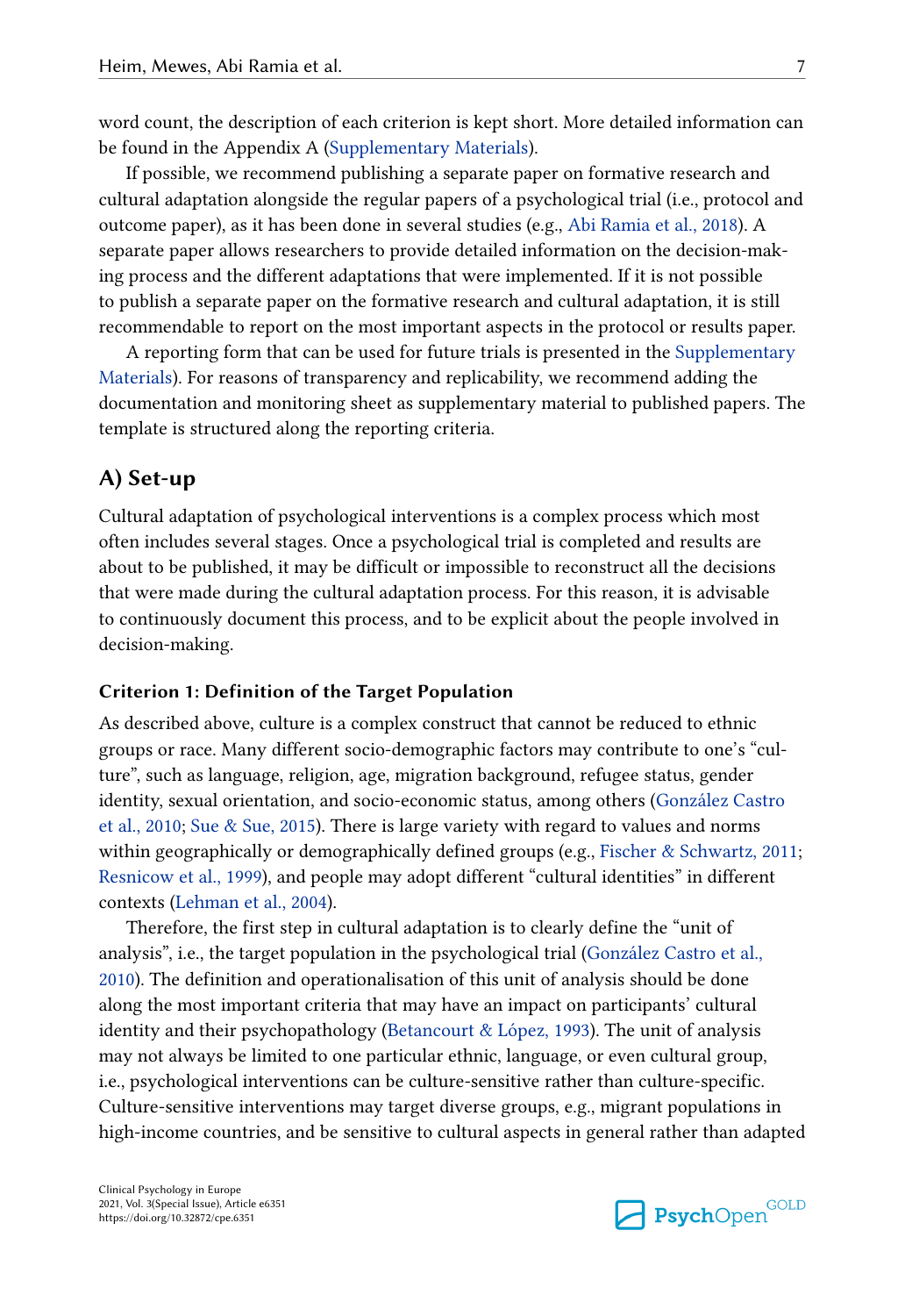word count, the description of each criterion is kept short. More detailed information can be found in the Appendix A (Supplementary Materials).

If possible, we recommend publishing a separate paper on formative research and cultural adaptation alongside the regular papers of a psychological trial (i.e., protocol and outcome paper), as it has been done in several studies (e.g., Abi Ramia et al., 2018). A separate paper allows researchers to provide detailed information on the decision-making process and the different adaptations that were implemented. If it is not possible to publish a separate paper on the formative research and cultural adaptation, it is still recommendable to report on the most important aspects in the protocol or results paper.

A reporting form that can be used for future trials is presented in the Supplementary Materials). For reasons of transparency and replicability, we recommend adding the documentation and monitoring sheet as supplementary material to published papers. The template is structured along the reporting criteria.

## A) Set-up

Cultural adaptation of psychological interventions is a complex process which most often includes several stages. Once a psychological trial is completed and results are about to be published, it may be difficult or impossible to reconstruct all the decisions that were made during the cultural adaptation process. For this reason, it is advisable to continuously document this process, and to be explicit about the people involved in decision-making.

### Criterion 1: Definition of the Target Population

As described above, culture is a complex construct that cannot be reduced to ethnic groups or race. Many different socio-demographic factors may contribute to one's "culture", such as language, religion, age, migration background, refugee status, gender identity, sexual orientation, and socio-economic status, among others (González Castro et al., 2010; Sue & Sue, 2015). There is large variety with regard to values and norms within geographically or demographically defined groups (e.g., Fischer & Schwartz, 2011; Resnicow et al., 1999), and people may adopt different "cultural identities" in different contexts (Lehman et al., 2004).

Therefore, the first step in cultural adaptation is to clearly define the "unit of analysis", i.e., the target population in the psychological trial (González Castro et al., 2010). The definition and operationalisation of this unit of analysis should be done along the most important criteria that may have an impact on participants' cultural identity and their psychopathology (Betancourt & López, 1993). The unit of analysis may not always be limited to one particular ethnic, language, or even cultural group, i.e., psychological interventions can be culture-sensitive rather than culture-specific. Culture-sensitive interventions may target diverse groups, e.g., migrant populations in high-income countries, and be sensitive to cultural aspects in general rather than adapted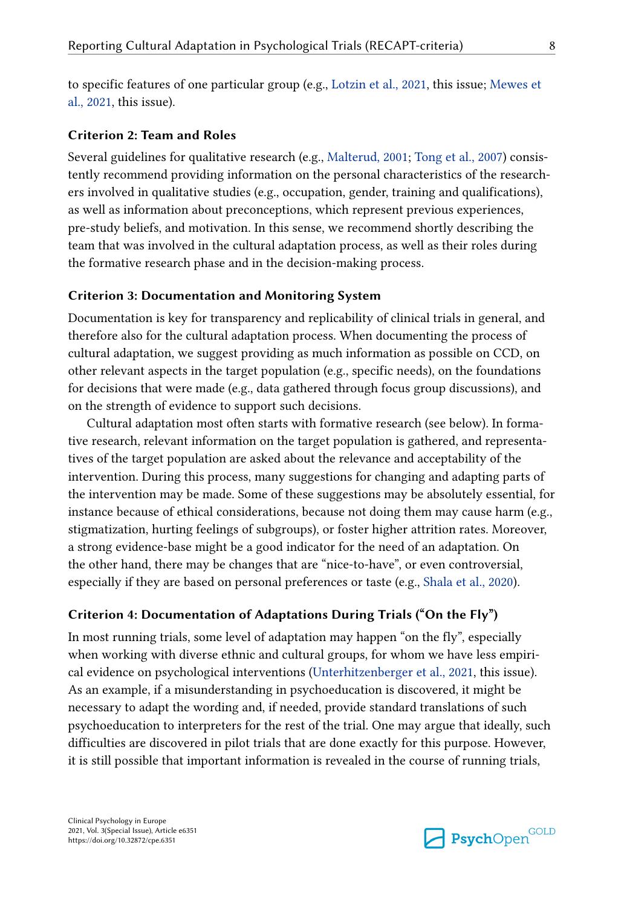to specific features of one particular group (e.g., Lotzin et al., 2021, this issue; Mewes et al., 2021, this issue).

### Criterion 2: Team and Roles

Several guidelines for qualitative research (e.g., Malterud, 2001; Tong et al., 2007) consistently recommend providing information on the personal characteristics of the researchers involved in qualitative studies (e.g., occupation, gender, training and qualifications), as well as information about preconceptions, which represent previous experiences, pre-study beliefs, and motivation. In this sense, we recommend shortly describing the team that was involved in the cultural adaptation process, as well as their roles during the formative research phase and in the decision-making process.

### Criterion 3: Documentation and Monitoring System

Documentation is key for transparency and replicability of clinical trials in general, and therefore also for the cultural adaptation process. When documenting the process of cultural adaptation, we suggest providing as much information as possible on CCD, on other relevant aspects in the target population (e.g., specific needs), on the foundations for decisions that were made (e.g., data gathered through focus group discussions), and on the strength of evidence to support such decisions.

Cultural adaptation most often starts with formative research (see below). In formative research, relevant information on the target population is gathered, and representatives of the target population are asked about the relevance and acceptability of the intervention. During this process, many suggestions for changing and adapting parts of the intervention may be made. Some of these suggestions may be absolutely essential, for instance because of ethical considerations, because not doing them may cause harm (e.g., stigmatization, hurting feelings of subgroups), or foster higher attrition rates. Moreover, a strong evidence-base might be a good indicator for the need of an adaptation. On the other hand, there may be changes that are "nice-to-have", or even controversial, especially if they are based on personal preferences or taste (e.g., Shala et al., 2020).

### Criterion 4: Documentation of Adaptations During Trials ("On the Fly")

In most running trials, some level of adaptation may happen "on the fly", especially when working with diverse ethnic and cultural groups, for whom we have less empirical evidence on psychological interventions (Unterhitzenberger et al., 2021, this issue). As an example, if a misunderstanding in psychoeducation is discovered, it might be necessary to adapt the wording and, if needed, provide standard translations of such psychoeducation to interpreters for the rest of the trial. One may argue that ideally, such difficulties are discovered in pilot trials that are done exactly for this purpose. However, it is still possible that important information is revealed in the course of running trials,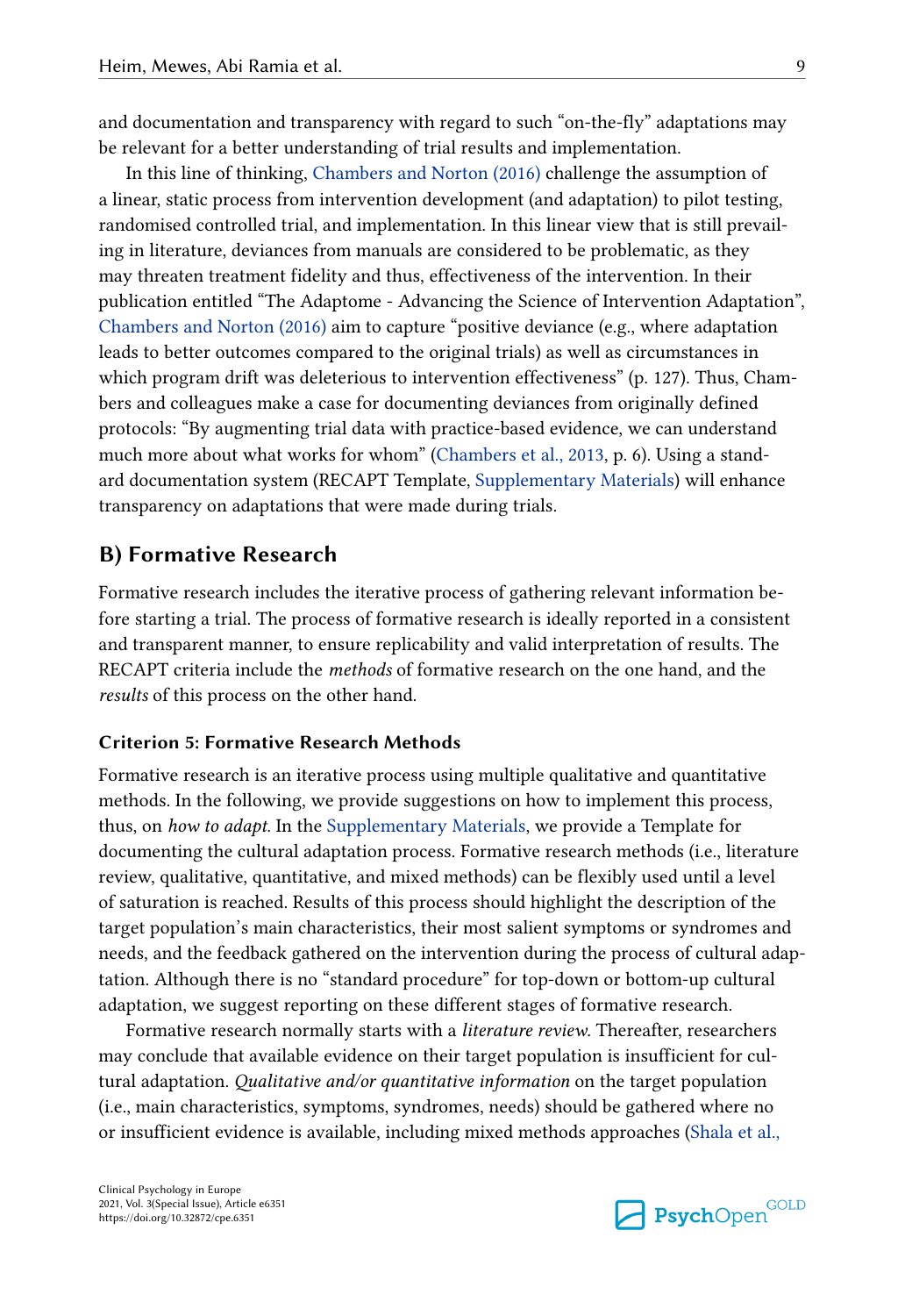and documentation and transparency with regard to such "on-the-fly" adaptations may be relevant for a better understanding of trial results and implementation.

In this line of thinking, Chambers and Norton (2016) challenge the assumption of a linear, static process from intervention development (and adaptation) to pilot testing, randomised controlled trial, and implementation. In this linear view that is still prevailing in literature, deviances from manuals are considered to be problematic, as they may threaten treatment fidelity and thus, effectiveness of the intervention. In their publication entitled "The Adaptome - Advancing the Science of Intervention Adaptation", Chambers and Norton (2016) aim to capture "positive deviance (e.g., where adaptation leads to better outcomes compared to the original trials) as well as circumstances in which program drift was deleterious to intervention effectiveness" (p. 127). Thus, Chambers and colleagues make a case for documenting deviances from originally defined protocols: "By augmenting trial data with practice-based evidence, we can understand much more about what works for whom" (Chambers et al., 2013, p. 6). Using a standard documentation system (RECAPT Template, Supplementary Materials) will enhance transparency on adaptations that were made during trials.

## B) Formative Research

Formative research includes the iterative process of gathering relevant information before starting a trial. The process of formative research is ideally reported in a consistent and transparent manner, to ensure replicability and valid interpretation of results. The RECAPT criteria include the *methods* of formative research on the one hand, and the *results* of this process on the other hand.

### Criterion 5: Formative Research Methods

Formative research is an iterative process using multiple qualitative and quantitative methods. In the following, we provide suggestions on how to implement this process, thus, on *how to adapt*. In the Supplementary Materials, we provide a Template for documenting the cultural adaptation process. Formative research methods (i.e., literature review, qualitative, quantitative, and mixed methods) can be flexibly used until a level of saturation is reached. Results of this process should highlight the description of the target population's main characteristics, their most salient symptoms or syndromes and needs, and the feedback gathered on the intervention during the process of cultural adaptation. Although there is no "standard procedure" for top-down or bottom-up cultural adaptation, we suggest reporting on these different stages of formative research.

Formative research normally starts with a *literature review*. Thereafter, researchers may conclude that available evidence on their target population is insufficient for cultural adaptation. *Qualitative and/or quantitative information* on the target population (i.e., main characteristics, symptoms, syndromes, needs) should be gathered where no or insufficient evidence is available, including mixed methods approaches (Shala et al.,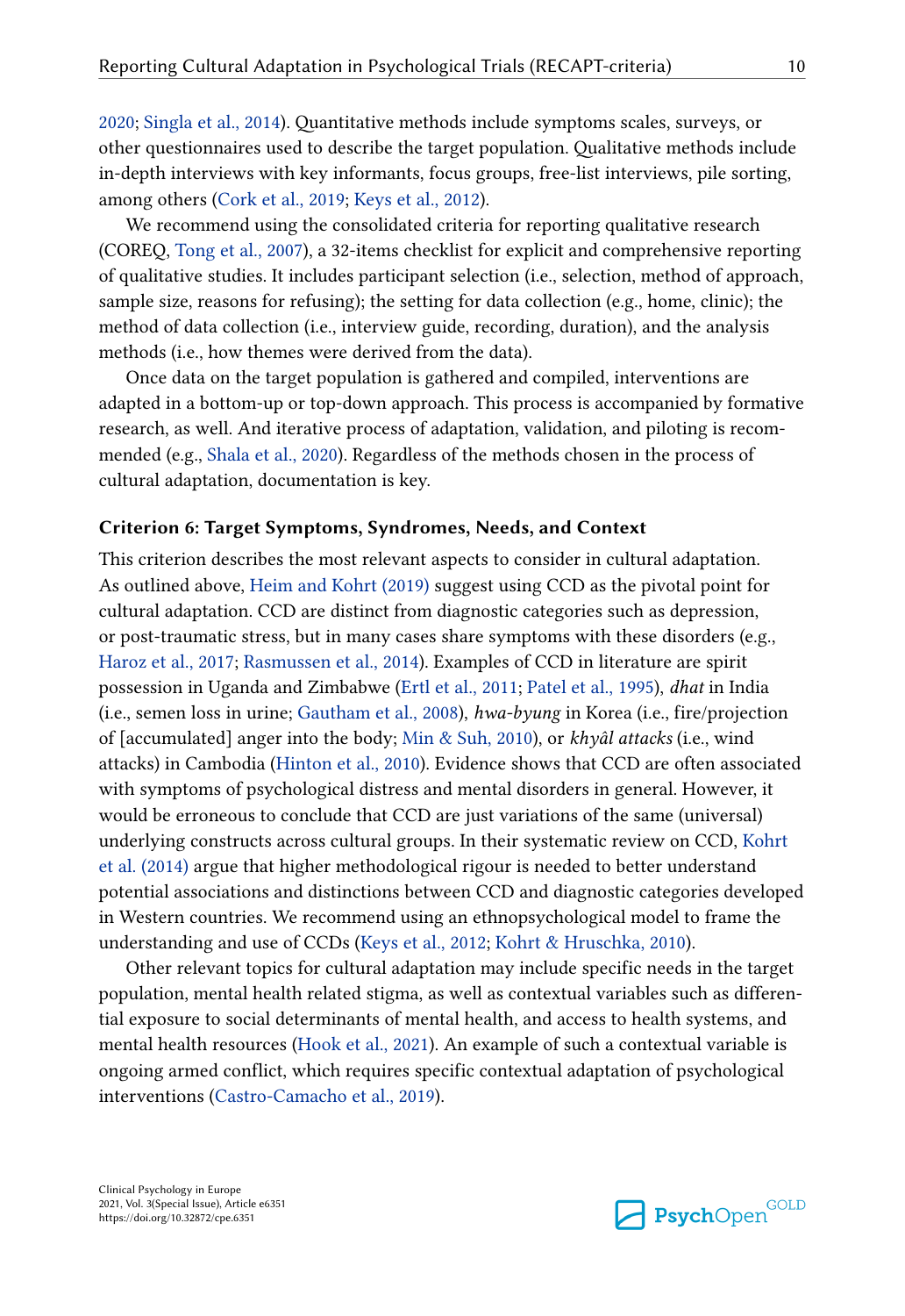2020; Singla et al., 2014). Quantitative methods include symptoms scales, surveys, or other questionnaires used to describe the target population. Qualitative methods include in-depth interviews with key informants, focus groups, free-list interviews, pile sorting, among others (Cork et al., 2019; Keys et al., 2012).

We recommend using the consolidated criteria for reporting qualitative research (COREQ, Tong et al., 2007), a 32-items checklist for explicit and comprehensive reporting of qualitative studies. It includes participant selection (i.e., selection, method of approach, sample size, reasons for refusing); the setting for data collection (e.g., home, clinic); the method of data collection (i.e., interview guide, recording, duration), and the analysis methods (i.e., how themes were derived from the data).

Once data on the target population is gathered and compiled, interventions are adapted in a bottom-up or top-down approach. This process is accompanied by formative research, as well. And iterative process of adaptation, validation, and piloting is recommended (e.g., Shala et al., 2020). Regardless of the methods chosen in the process of cultural adaptation, documentation is key.

### Criterion 6: Target Symptoms, Syndromes, Needs, and Context

This criterion describes the most relevant aspects to consider in cultural adaptation. As outlined above, Heim and Kohrt (2019) suggest using CCD as the pivotal point for cultural adaptation. CCD are distinct from diagnostic categories such as depression, or post-traumatic stress, but in many cases share symptoms with these disorders (e.g., Haroz et al., 2017; Rasmussen et al., 2014). Examples of CCD in literature are spirit possession in Uganda and Zimbabwe (Ertl et al., 2011; Patel et al., 1995), *dhat* in India (i.e., semen loss in urine; Gautham et al., 2008), *hwa-byung* in Korea (i.e., fire/projection of [accumulated] anger into the body; Min & Suh, 2010), or *khyâl attacks* (i.e., wind attacks) in Cambodia (Hinton et al., 2010). Evidence shows that CCD are often associated with symptoms of psychological distress and mental disorders in general. However, it would be erroneous to conclude that CCD are just variations of the same (universal) underlying constructs across cultural groups. In their systematic review on CCD, Kohrt et al. (2014) argue that higher methodological rigour is needed to better understand potential associations and distinctions between CCD and diagnostic categories developed in Western countries. We recommend using an ethnopsychological model to frame the understanding and use of CCDs (Keys et al., 2012; Kohrt & Hruschka, 2010).

Other relevant topics for cultural adaptation may include specific needs in the target population, mental health related stigma, as well as contextual variables such as differential exposure to social determinants of mental health, and access to health systems, and mental health resources (Hook et al., 2021). An example of such a contextual variable is ongoing armed conflict, which requires specific contextual adaptation of psychological interventions (Castro-Camacho et al., 2019).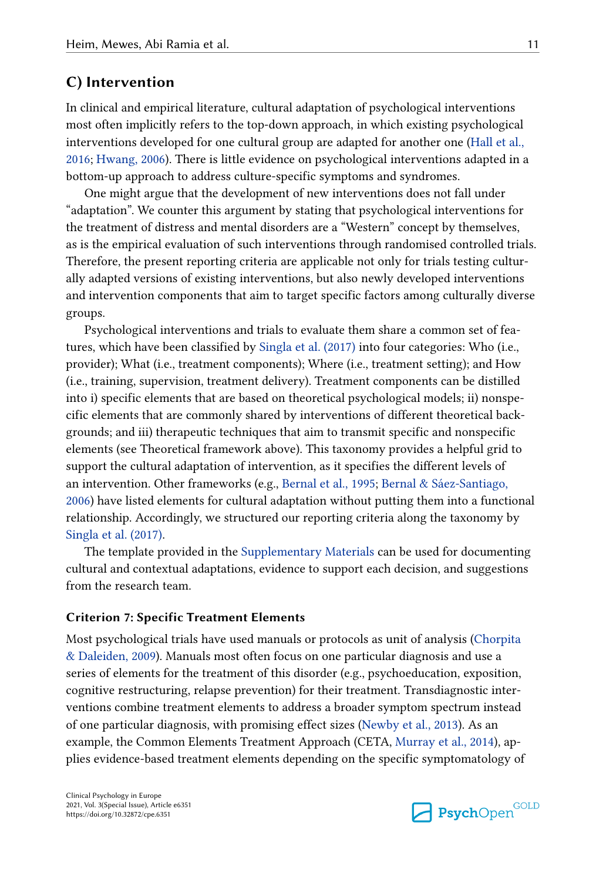## C) Intervention

In clinical and empirical literature, cultural adaptation of psychological interventions most often implicitly refers to the top-down approach, in which existing psychological interventions developed for one cultural group are adapted for another one (Hall et al., 2016; Hwang, 2006). There is little evidence on psychological interventions adapted in a bottom-up approach to address culture-specific symptoms and syndromes.

One might argue that the development of new interventions does not fall under "adaptation". We counter this argument by stating that psychological interventions for the treatment of distress and mental disorders are a "Western" concept by themselves, as is the empirical evaluation of such interventions through randomised controlled trials. Therefore, the present reporting criteria are applicable not only for trials testing culturally adapted versions of existing interventions, but also newly developed interventions and intervention components that aim to target specific factors among culturally diverse groups.

Psychological interventions and trials to evaluate them share a common set of features, which have been classified by Singla et al. (2017) into four categories: Who (i.e., provider); What (i.e., treatment components); Where (i.e., treatment setting); and How (i.e., training, supervision, treatment delivery). Treatment components can be distilled into i) specific elements that are based on theoretical psychological models; ii) nonspecific elements that are commonly shared by interventions of different theoretical backgrounds; and iii) therapeutic techniques that aim to transmit specific and nonspecific elements (see Theoretical framework above). This taxonomy provides a helpful grid to support the cultural adaptation of intervention, as it specifies the different levels of an intervention. Other frameworks (e.g., Bernal et al., 1995; Bernal & Sáez-Santiago, 2006) have listed elements for cultural adaptation without putting them into a functional relationship. Accordingly, we structured our reporting criteria along the taxonomy by Singla et al. (2017).

The template provided in the Supplementary Materials can be used for documenting cultural and contextual adaptations, evidence to support each decision, and suggestions from the research team.

### Criterion 7: Specific Treatment Elements

Most psychological trials have used manuals or protocols as unit of analysis (Chorpita & Daleiden, 2009). Manuals most often focus on one particular diagnosis and use a series of elements for the treatment of this disorder (e.g., psychoeducation, exposition, cognitive restructuring, relapse prevention) for their treatment. Transdiagnostic interventions combine treatment elements to address a broader symptom spectrum instead of one particular diagnosis, with promising effect sizes (Newby et al., 2013). As an example, the Common Elements Treatment Approach (CETA, Murray et al., 2014), applies evidence-based treatment elements depending on the specific symptomatology of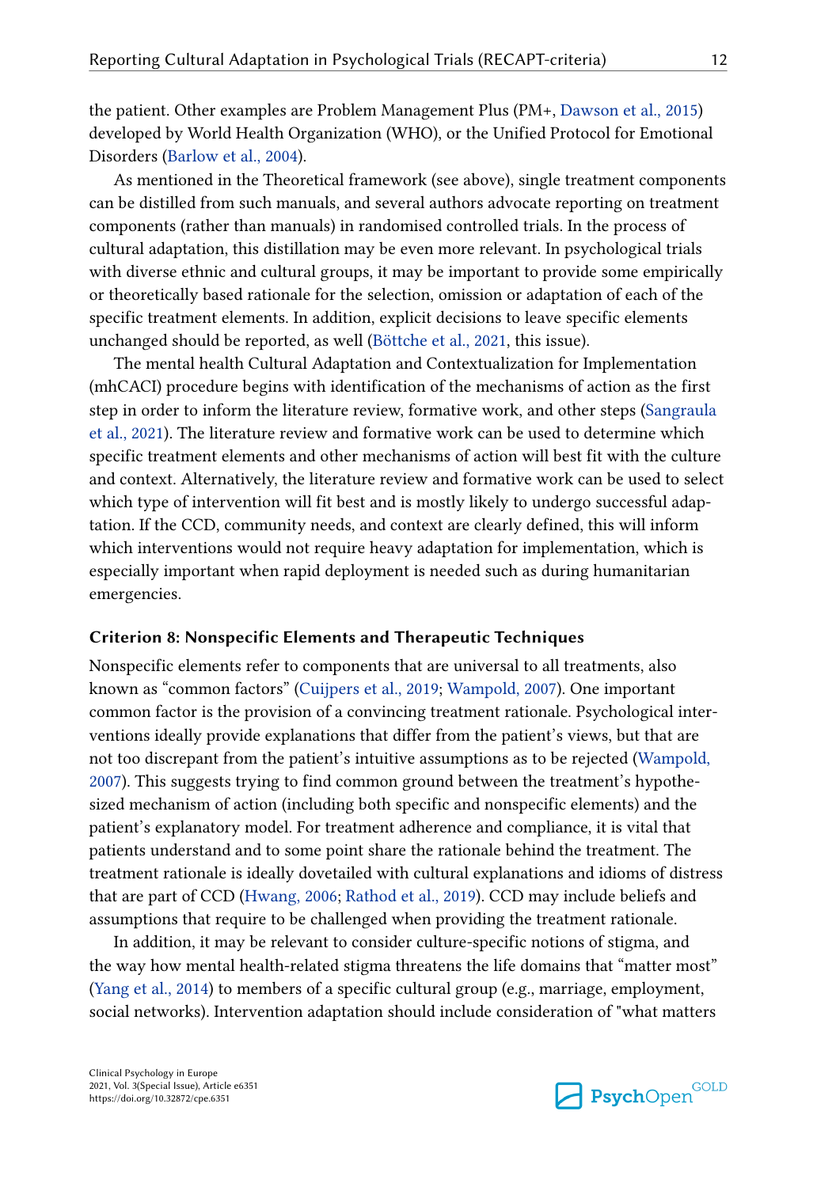the patient. Other examples are Problem Management Plus (PM+, Dawson et al., 2015) developed by World Health Organization (WHO), or the Unified Protocol for Emotional Disorders (Barlow et al., 2004).

As mentioned in the Theoretical framework (see above), single treatment components can be distilled from such manuals, and several authors advocate reporting on treatment components (rather than manuals) in randomised controlled trials. In the process of cultural adaptation, this distillation may be even more relevant. In psychological trials with diverse ethnic and cultural groups, it may be important to provide some empirically or theoretically based rationale for the selection, omission or adaptation of each of the specific treatment elements. In addition, explicit decisions to leave specific elements unchanged should be reported, as well (Böttche et al., 2021, this issue).

The mental health Cultural Adaptation and Contextualization for Implementation (mhCACI) procedure begins with identification of the mechanisms of action as the first step in order to inform the literature review, formative work, and other steps (Sangraula et al., 2021). The literature review and formative work can be used to determine which specific treatment elements and other mechanisms of action will best fit with the culture and context. Alternatively, the literature review and formative work can be used to select which type of intervention will fit best and is mostly likely to undergo successful adaptation. If the CCD, community needs, and context are clearly defined, this will inform which interventions would not require heavy adaptation for implementation, which is especially important when rapid deployment is needed such as during humanitarian emergencies.

### Criterion 8: Nonspecific Elements and Therapeutic Techniques

Nonspecific elements refer to components that are universal to all treatments, also known as "common factors" (Cuijpers et al., 2019; Wampold, 2007). One important common factor is the provision of a convincing treatment rationale. Psychological interventions ideally provide explanations that differ from the patient's views, but that are not too discrepant from the patient's intuitive assumptions as to be rejected (Wampold, 2007). This suggests trying to find common ground between the treatment's hypothesized mechanism of action (including both specific and nonspecific elements) and the patient's explanatory model. For treatment adherence and compliance, it is vital that patients understand and to some point share the rationale behind the treatment. The treatment rationale is ideally dovetailed with cultural explanations and idioms of distress that are part of CCD (Hwang, 2006; Rathod et al., 2019). CCD may include beliefs and assumptions that require to be challenged when providing the treatment rationale.

In addition, it may be relevant to consider culture-specific notions of stigma, and the way how mental health-related stigma threatens the life domains that "matter most" (Yang et al., 2014) to members of a specific cultural group (e.g., marriage, employment, social networks). Intervention adaptation should include consideration of "what matters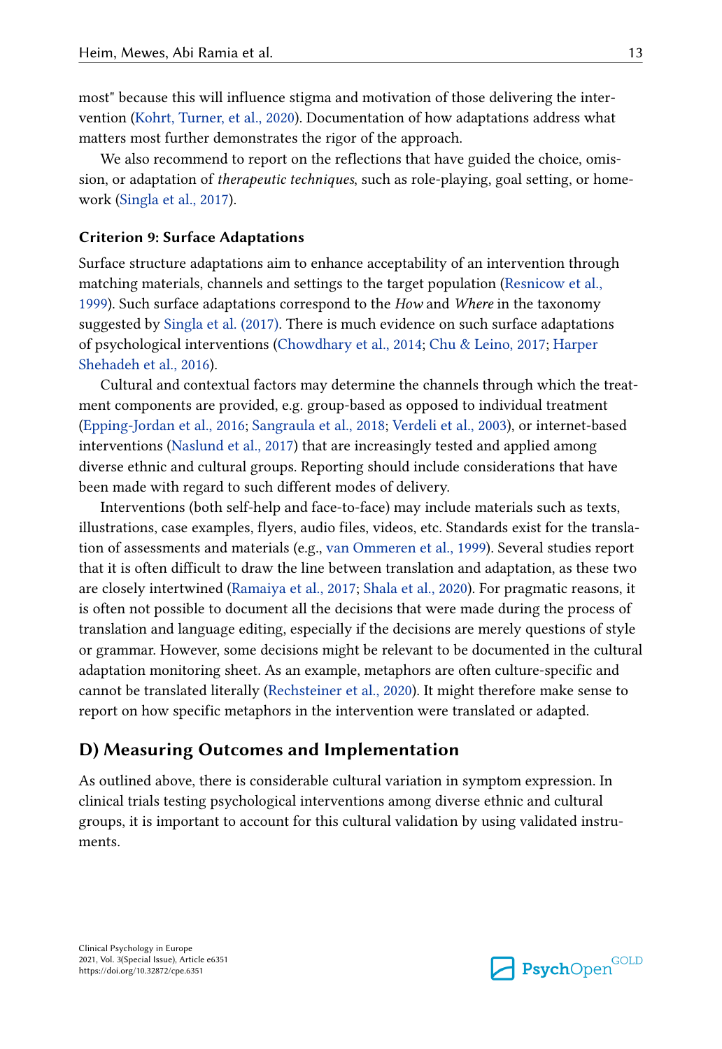most" because this will influence stigma and motivation of those delivering the intervention (Kohrt, Turner, et al., 2020). Documentation of how adaptations address what matters most further demonstrates the rigor of the approach.

We also recommend to report on the reflections that have guided the choice, omission, or adaptation of *therapeutic techniques*, such as role-playing, goal setting, or homework (Singla et al., 2017).

#### Criterion 9: Surface Adaptations

Surface structure adaptations aim to enhance acceptability of an intervention through matching materials, channels and settings to the target population (Resnicow et al., 1999). Such surface adaptations correspond to the *How* and *Where* in the taxonomy suggested by Singla et al. (2017). There is much evidence on such surface adaptations of psychological interventions (Chowdhary et al., 2014; Chu & Leino, 2017; Harper Shehadeh et al., 2016).

Cultural and contextual factors may determine the channels through which the treatment components are provided, e.g. group-based as opposed to individual treatment (Epping-Jordan et al., 2016; Sangraula et al., 2018; Verdeli et al., 2003), or internet-based interventions (Naslund et al., 2017) that are increasingly tested and applied among diverse ethnic and cultural groups. Reporting should include considerations that have been made with regard to such different modes of delivery.

Interventions (both self-help and face-to-face) may include materials such as texts, illustrations, case examples, flyers, audio files, videos, etc. Standards exist for the translation of assessments and materials (e.g., van Ommeren et al., 1999). Several studies report that it is often difficult to draw the line between translation and adaptation, as these two are closely intertwined (Ramaiya et al., 2017; Shala et al., 2020). For pragmatic reasons, it is often not possible to document all the decisions that were made during the process of translation and language editing, especially if the decisions are merely questions of style or grammar. However, some decisions might be relevant to be documented in the cultural adaptation monitoring sheet. As an example, metaphors are often culture-specific and cannot be translated literally (Rechsteiner et al., 2020). It might therefore make sense to report on how specific metaphors in the intervention were translated or adapted.

## D) Measuring Outcomes and Implementation

As outlined above, there is considerable cultural variation in symptom expression. In clinical trials testing psychological interventions among diverse ethnic and cultural groups, it is important to account for this cultural validation by using validated instruments.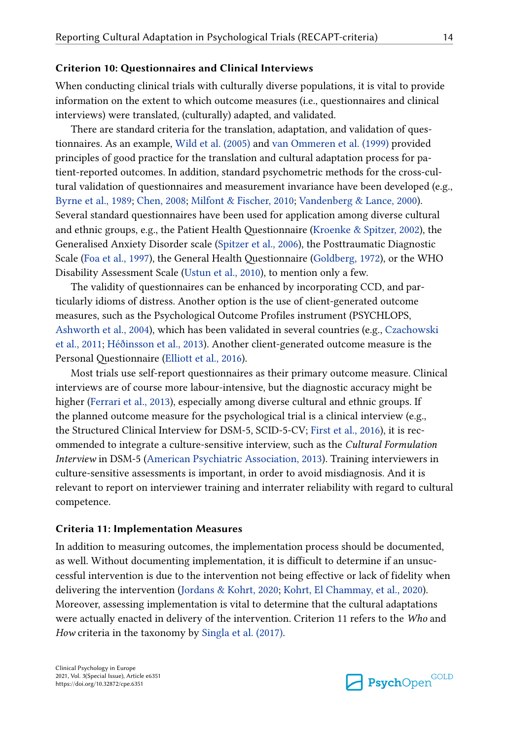### Criterion 10: Questionnaires and Clinical Interviews

When conducting clinical trials with culturally diverse populations, it is vital to provide information on the extent to which outcome measures (i.e., questionnaires and clinical interviews) were translated, (culturally) adapted, and validated.

There are standard criteria for the translation, adaptation, and validation of questionnaires. As an example, Wild et al. (2005) and van Ommeren et al. (1999) provided principles of good practice for the translation and cultural adaptation process for patient-reported outcomes. In addition, standard psychometric methods for the cross-cultural validation of questionnaires and measurement invariance have been developed (e.g., Byrne et al., 1989; Chen, 2008; Milfont & Fischer, 2010; Vandenberg & Lance, 2000). Several standard questionnaires have been used for application among diverse cultural and ethnic groups, e.g., the Patient Health Questionnaire (Kroenke & Spitzer, 2002), the Generalised Anxiety Disorder scale (Spitzer et al., 2006), the Posttraumatic Diagnostic Scale (Foa et al., 1997), the General Health Questionnaire (Goldberg, 1972), or the WHO Disability Assessment Scale (Ustun et al., 2010), to mention only a few.

The validity of questionnaires can be enhanced by incorporating CCD, and particularly idioms of distress. Another option is the use of client-generated outcome measures, such as the Psychological Outcome Profiles instrument (PSYCHLOPS, Ashworth et al., 2004), which has been validated in several countries (e.g., Czachowski et al., 2011; Héðinsson et al., 2013). Another client-generated outcome measure is the Personal Questionnaire (Elliott et al., 2016).

Most trials use self-report questionnaires as their primary outcome measure. Clinical interviews are of course more labour-intensive, but the diagnostic accuracy might be higher (Ferrari et al., 2013), especially among diverse cultural and ethnic groups. If the planned outcome measure for the psychological trial is a clinical interview (e.g., the Structured Clinical Interview for DSM-5, SCID-5-CV; First et al., 2016), it is recommended to integrate a culture-sensitive interview, such as the *Cultural Formulation Interview* in DSM-5 (American Psychiatric Association, 2013). Training interviewers in culture-sensitive assessments is important, in order to avoid misdiagnosis. And it is relevant to report on interviewer training and interrater reliability with regard to cultural competence.

### Criteria 11: Implementation Measures

In addition to measuring outcomes, the implementation process should be documented, as well. Without documenting implementation, it is difficult to determine if an unsuccessful intervention is due to the intervention not being effective or lack of fidelity when delivering the intervention (Jordans & Kohrt, 2020; Kohrt, El Chammay, et al., 2020). Moreover, assessing implementation is vital to determine that the cultural adaptations were actually enacted in delivery of the intervention. Criterion 11 refers to the *Who* and *How* criteria in the taxonomy by Singla et al. (2017).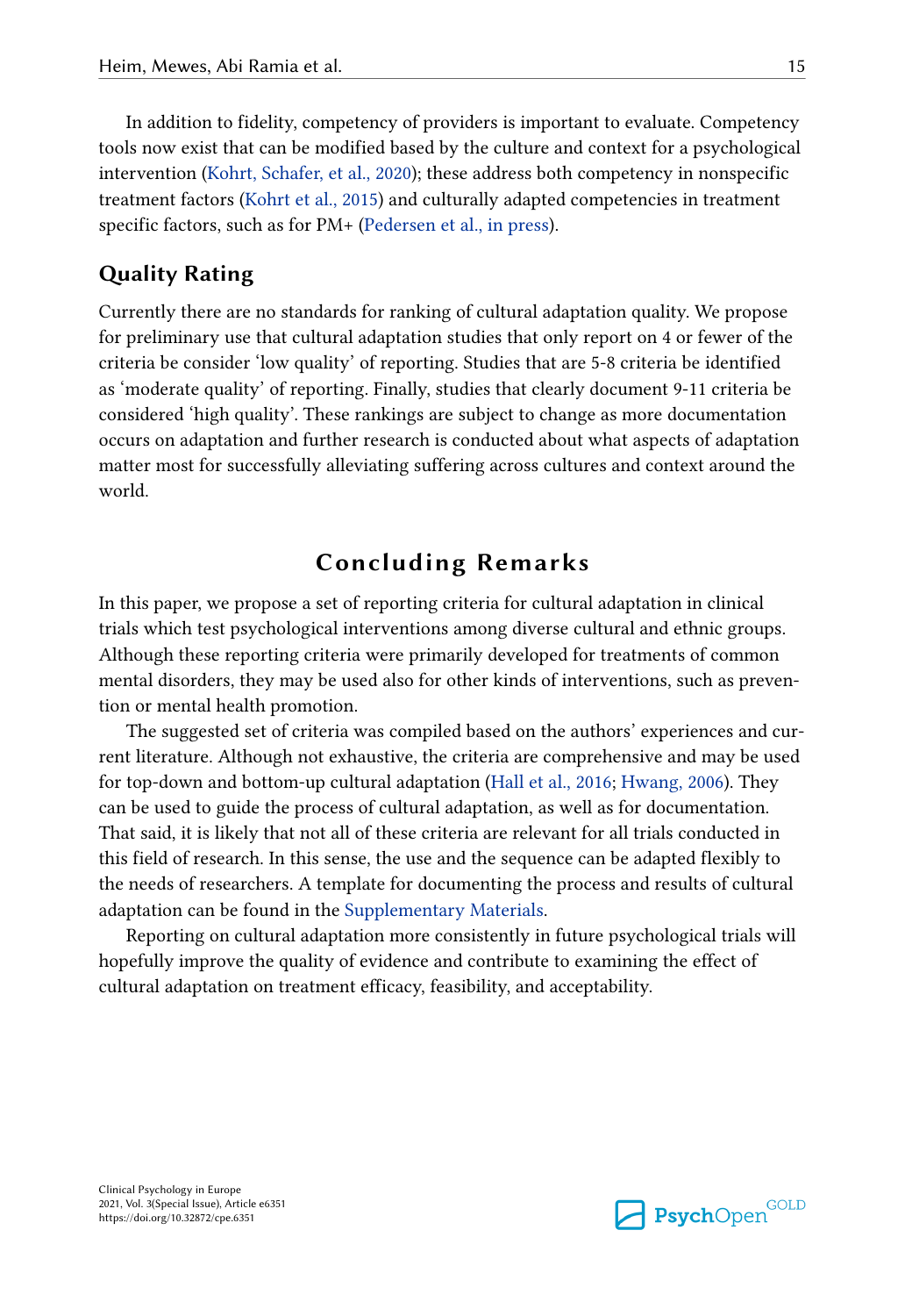In addition to fidelity, competency of providers is important to evaluate. Competency tools now exist that can be modified based by the culture and context for a psychological intervention (Kohrt, Schafer, et al., 2020); these address both competency in nonspecific treatment factors (Kohrt et al., 2015) and culturally adapted competencies in treatment specific factors, such as for PM+ (Pedersen et al., in press).

### Quality Rating

Currently there are no standards for ranking of cultural adaptation quality. We propose for preliminary use that cultural adaptation studies that only report on 4 or fewer of the criteria be consider 'low quality' of reporting. Studies that are 5-8 criteria be identified as 'moderate quality' of reporting. Finally, studies that clearly document 9-11 criteria be considered 'high quality'. These rankings are subject to change as more documentation occurs on adaptation and further research is conducted about what aspects of adaptation matter most for successfully alleviating suffering across cultures and context around the world.

## Concluding Remarks

In this paper, we propose a set of reporting criteria for cultural adaptation in clinical trials which test psychological interventions among diverse cultural and ethnic groups. Although these reporting criteria were primarily developed for treatments of common mental disorders, they may be used also for other kinds of interventions, such as prevention or mental health promotion.

The suggested set of criteria was compiled based on the authors' experiences and current literature. Although not exhaustive, the criteria are comprehensive and may be used for top-down and bottom-up cultural adaptation (Hall et al., 2016; Hwang, 2006). They can be used to guide the process of cultural adaptation, as well as for documentation. That said, it is likely that not all of these criteria are relevant for all trials conducted in this field of research. In this sense, the use and the sequence can be adapted flexibly to the needs of researchers. A template for documenting the process and results of cultural adaptation can be found in the Supplementary Materials.

Reporting on cultural adaptation more consistently in future psychological trials will hopefully improve the quality of evidence and contribute to examining the effect of cultural adaptation on treatment efficacy, feasibility, and acceptability.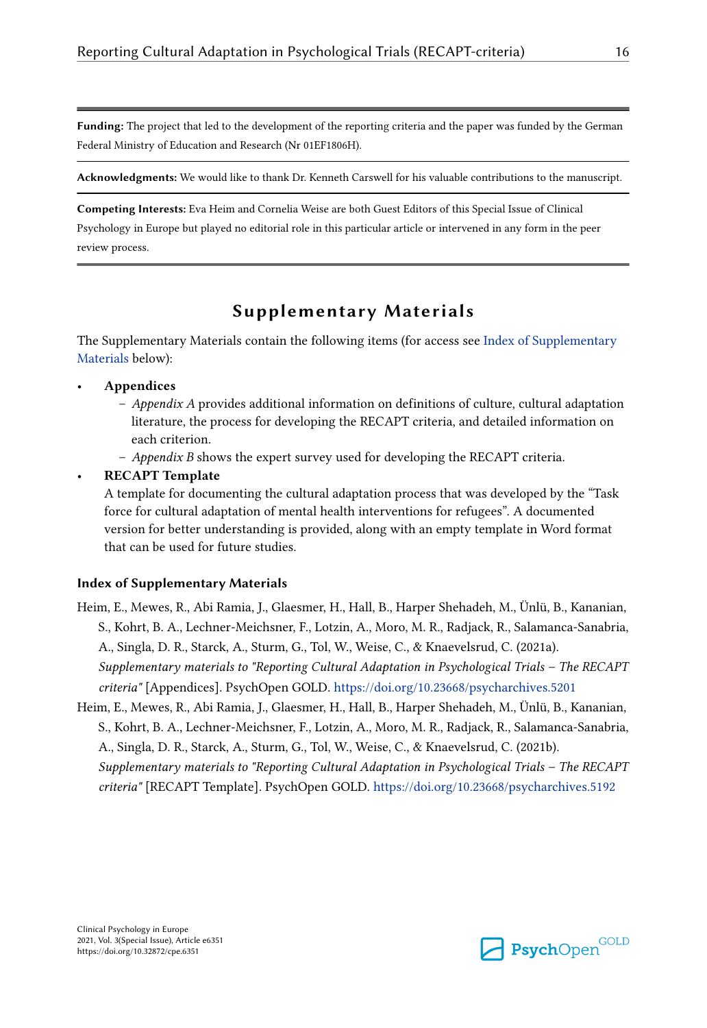**Funding:** The project that led to the development of the reporting criteria and the paper was funded by the German Federal Ministry of Education and Research (Nr 01EF1806H).

**Acknowledgments:** We would like to thank Dr. Kenneth Carswell for his valuable contributions to the manuscript.

**Competing Interests:** Eva Heim and Cornelia Weise are both Guest Editors of this Special Issue of Clinical Psychology in Europe but played no editorial role in this particular article or intervened in any form in the peer review process.

## Supplementary Materials

The Supplementary Materials contain the following items (for access see Index of Supplementary Materials below):

- **Appendices**
  - *Appendix A* provides additional information on definitions of culture, cultural adaptation literature, the process for developing the RECAPT criteria, and detailed information on each criterion.
  - *Appendix B* shows the expert survey used for developing the RECAPT criteria.
- **RECAPT Template**
  A template for documenting the cultural adaptation process that was developed by the "Task force for cultural adaptation of mental health interventions for refugees". A documented version for better understanding is provided, along with an empty template in Word format that can be used for future studies.

### Index of Supplementary Materials

Heim, E., Mewes, R., Abi Ramia, J., Glaesmer, H., Hall, B., Harper Shehadeh, M., Ünlü, B., Kananian, S., Kohrt, B. A., Lechner-Meichsner, F., Lotzin, A., Moro, M. R., Radjack, R., Salamanca-Sanabria, A., Singla, D. R., Starck, A., Sturm, G., Tol, W., Weise, C., & Knaevelsrud, C. (2021a). *Supplementary materials to "Reporting Cultural Adaptation in Psychological Trials – The RECAPT criteria"* [Appendices]. PsychOpen GOLD. https://doi.org/10.23668/psycharchives.5201

Heim, E., Mewes, R., Abi Ramia, J., Glaesmer, H., Hall, B., Harper Shehadeh, M., Ünlü, B., Kananian, S., Kohrt, B. A., Lechner-Meichsner, F., Lotzin, A., Moro, M. R., Radjack, R., Salamanca-Sanabria, A., Singla, D. R., Starck, A., Sturm, G., Tol, W., Weise, C., & Knaevelsrud, C. (2021b). *Supplementary materials to "Reporting Cultural Adaptation in Psychological Trials – The RECAPT criteria"* [RECAPT Template]. PsychOpen GOLD. https://doi.org/10.23668/psycharchives.5192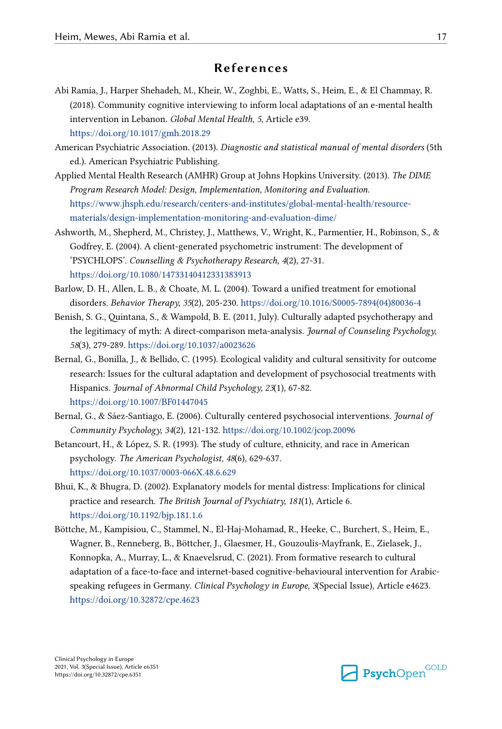## References

Abi Ramia, J., Harper Shehadeh, M., Kheir, W., Zoghbi, E., Watts, S., Heim, E., & El Chammay, R. (2018). Community cognitive interviewing to inform local adaptations of an e-mental health intervention in Lebanon. *Global Mental Health, 5*, Article e39. https://doi.org/10.1017/gmh.2018.29

American Psychiatric Association. (2013). *Diagnostic and statistical manual of mental disorders* (5th ed.). American Psychiatric Publishing.

Applied Mental Health Research (AMHR) Group at Johns Hopkins University. (2013). *The DIME Program Research Model: Design, Implementation, Monitoring and Evaluation*. https://www.jhsph.edu/research/centers-and-institutes/global-mental-health/resource-materials/design-implementation-monitoring-and-evaluation-dime/

Ashworth, M., Shepherd, M., Christey, J., Matthews, V., Wright, K., Parmentier, H., Robinson, S., & Godfrey, E. (2004). A client-generated psychometric instrument: The development of 'PSYCHLOPS'. *Counselling & Psychotherapy Research, 4*(2), 27-31. https://doi.org/10.1080/14733140412331383913

Barlow, D. H., Allen, L. B., & Choate, M. L. (2004). Toward a unified treatment for emotional disorders. *Behavior Therapy, 35*(2), 205-230. https://doi.org/10.1016/S0005-7894(04)80036-4

Benish, S. G., Quintana, S., & Wampold, B. E. (2011, July). Culturally adapted psychotherapy and the legitimacy of myth: A direct-comparison meta-analysis. *Journal of Counseling Psychology, 58*(3), 279-289. https://doi.org/10.1037/a0023626

Bernal, G., Bonilla, J., & Bellido, C. (1995). Ecological validity and cultural sensitivity for outcome research: Issues for the cultural adaptation and development of psychosocial treatments with Hispanics. *Journal of Abnormal Child Psychology, 23*(1), 67-82. https://doi.org/10.1007/BF01447045

Bernal, G., & Sáez-Santiago, E. (2006). Culturally centered psychosocial interventions. *Journal of Community Psychology, 34*(2), 121-132. https://doi.org/10.1002/jcop.20096

Betancourt, H., & López, S. R. (1993). The study of culture, ethnicity, and race in American psychology. *The American Psychologist, 48*(6), 629-637. https://doi.org/10.1037/0003-066X.48.6.629

Bhui, K., & Bhugra, D. (2002). Explanatory models for mental distress: Implications for clinical practice and research. *The British Journal of Psychiatry, 181*(1), Article 6. https://doi.org/10.1192/bjp.181.1.6

Böttche, M., Kampisiou, C., Stammel, N., El-Haj-Mohamad, R., Heeke, C., Burchert, S., Heim, E., Wagner, B., Renneberg, B., Böttcher, J., Glaesmer, H., Gouzoulis-Mayfrank, E., Zielasek, J., Konnopka, A., Murray, L., & Knaevelsrud, C. (2021). From formative research to cultural adaptation of a face-to-face and internet-based cognitive-behavioural intervention for Arabic-speaking refugees in Germany. *Clinical Psychology in Europe, 3*(Special Issue), Article e4623. https://doi.org/10.32872/cpe.4623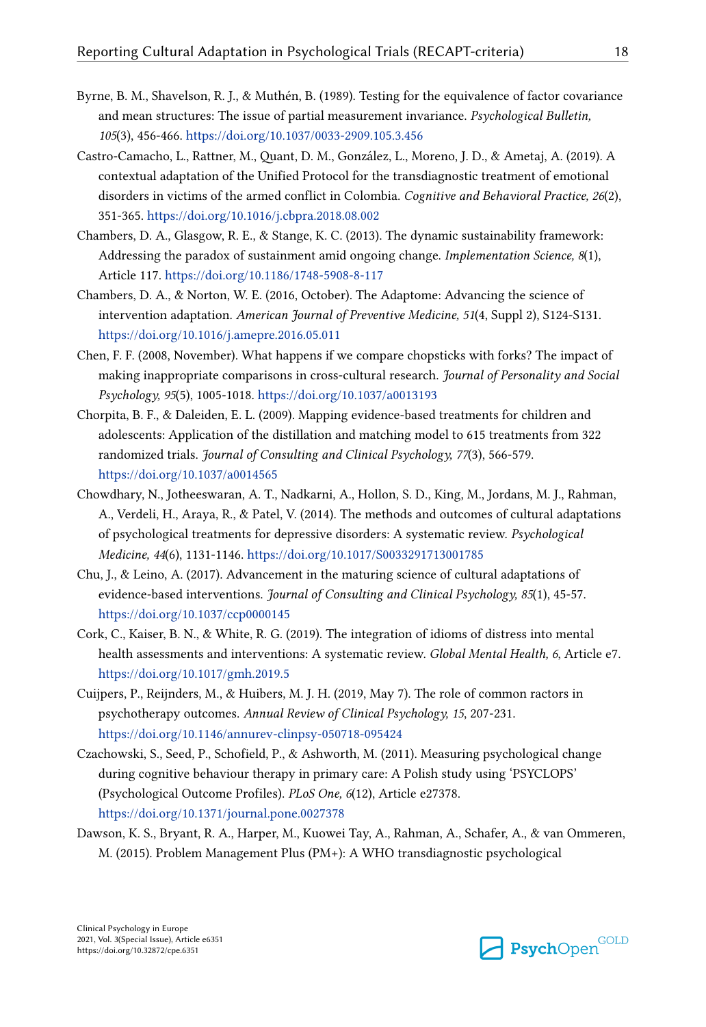Byrne, B. M., Shavelson, R. J., & Muthén, B. (1989). Testing for the equivalence of factor covariance and mean structures: The issue of partial measurement invariance. *Psychological Bulletin, 105*(3), 456-466. https://doi.org/10.1037/0033-2909.105.3.456

Castro-Camacho, L., Rattner, M., Quant, D. M., González, L., Moreno, J. D., & Ametaj, A. (2019). A contextual adaptation of the Unified Protocol for the transdiagnostic treatment of emotional disorders in victims of the armed conflict in Colombia. *Cognitive and Behavioral Practice, 26*(2), 351-365. https://doi.org/10.1016/j.cbpra.2018.08.002

Chambers, D. A., Glasgow, R. E., & Stange, K. C. (2013). The dynamic sustainability framework: Addressing the paradox of sustainment amid ongoing change. *Implementation Science, 8*(1), Article 117. https://doi.org/10.1186/1748-5908-8-117

Chambers, D. A., & Norton, W. E. (2016, October). The Adaptome: Advancing the science of intervention adaptation. *American Journal of Preventive Medicine, 51*(4, Suppl 2), S124-S131. https://doi.org/10.1016/j.amepre.2016.05.011

Chen, F. F. (2008, November). What happens if we compare chopsticks with forks? The impact of making inappropriate comparisons in cross-cultural research. *Journal of Personality and Social Psychology, 95*(5), 1005-1018. https://doi.org/10.1037/a0013193

Chorpita, B. F., & Daleiden, E. L. (2009). Mapping evidence-based treatments for children and adolescents: Application of the distillation and matching model to 615 treatments from 322 randomized trials. *Journal of Consulting and Clinical Psychology, 77*(3), 566-579. https://doi.org/10.1037/a0014565

Chowdhary, N., Jotheeswaran, A. T., Nadkarni, A., Hollon, S. D., King, M., Jordans, M. J., Rahman, A., Verdeli, H., Araya, R., & Patel, V. (2014). The methods and outcomes of cultural adaptations of psychological treatments for depressive disorders: A systematic review. *Psychological Medicine, 44*(6), 1131-1146. https://doi.org/10.1017/S0033291713001785

Chu, J., & Leino, A. (2017). Advancement in the maturing science of cultural adaptations of evidence-based interventions. *Journal of Consulting and Clinical Psychology, 85*(1), 45-57. https://doi.org/10.1037/ccp0000145

Cork, C., Kaiser, B. N., & White, R. G. (2019). The integration of idioms of distress into mental health assessments and interventions: A systematic review. *Global Mental Health, 6*, Article e7. https://doi.org/10.1017/gmh.2019.5

Cuijpers, P., Reijnders, M., & Huibers, M. J. H. (2019, May 7). The role of common ractors in psychotherapy outcomes. *Annual Review of Clinical Psychology, 15*, 207-231. https://doi.org/10.1146/annurev-clinpsy-050718-095424

Czachowski, S., Seed, P., Schofield, P., & Ashworth, M. (2011). Measuring psychological change during cognitive behaviour therapy in primary care: A Polish study using 'PSYCLOPS' (Psychological Outcome Profiles). *PLoS One, 6*(12), Article e27378. https://doi.org/10.1371/journal.pone.0027378

Dawson, K. S., Bryant, R. A., Harper, M., Kuowei Tay, A., Rahman, A., Schafer, A., & van Ommeren, M. (2015). Problem Management Plus (PM+): A WHO transdiagnostic psychological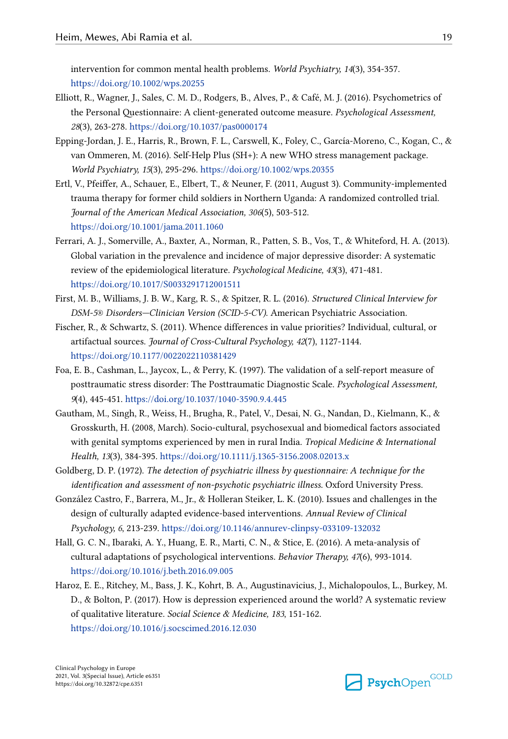intervention for common mental health problems. *World Psychiatry, 14*(3), 354-357. https://doi.org/10.1002/wps.20255

Elliott, R., Wagner, J., Sales, C. M. D., Rodgers, B., Alves, P., & Café, M. J. (2016). Psychometrics of the Personal Questionnaire: A client-generated outcome measure. *Psychological Assessment, 28*(3), 263-278. https://doi.org/10.1037/pas0000174

Epping-Jordan, J. E., Harris, R., Brown, F. L., Carswell, K., Foley, C., García-Moreno, C., Kogan, C., & van Ommeren, M. (2016). Self-Help Plus (SH+): A new WHO stress management package. *World Psychiatry, 15*(3), 295-296. https://doi.org/10.1002/wps.20355

Ertl, V., Pfeiffer, A., Schauer, E., Elbert, T., & Neuner, F. (2011, August 3). Community-implemented trauma therapy for former child soldiers in Northern Uganda: A randomized controlled trial. *Journal of the American Medical Association, 306*(5), 503-512. https://doi.org/10.1001/jama.2011.1060

Ferrari, A. J., Somerville, A., Baxter, A., Norman, R., Patten, S. B., Vos, T., & Whiteford, H. A. (2013). Global variation in the prevalence and incidence of major depressive disorder: A systematic review of the epidemiological literature. *Psychological Medicine, 43*(3), 471-481. https://doi.org/10.1017/S0033291712001511

First, M. B., Williams, J. B. W., Karg, R. S., & Spitzer, R. L. (2016). *Structured Clinical Interview for DSM-5® Disorders—Clinician Version (SCID-5-CV)*. American Psychiatric Association.

Fischer, R., & Schwartz, S. (2011). Whence differences in value priorities? Individual, cultural, or artifactual sources. *Journal of Cross-Cultural Psychology, 42*(7), 1127-1144. https://doi.org/10.1177/0022022110381429

Foa, E. B., Cashman, L., Jaycox, L., & Perry, K. (1997). The validation of a self-report measure of posttraumatic stress disorder: The Posttraumatic Diagnostic Scale. *Psychological Assessment, 9*(4), 445-451. https://doi.org/10.1037/1040-3590.9.4.445

Gautham, M., Singh, R., Weiss, H., Brugha, R., Patel, V., Desai, N. G., Nandan, D., Kielmann, K., & Grosskurth, H. (2008, March). Socio-cultural, psychosexual and biomedical factors associated with genital symptoms experienced by men in rural India. *Tropical Medicine & International Health, 13*(3), 384-395. https://doi.org/10.1111/j.1365-3156.2008.02013.x

Goldberg, D. P. (1972). *The detection of psychiatric illness by questionnaire: A technique for the identification and assessment of non-psychotic psychiatric illness*. Oxford University Press.

González Castro, F., Barrera, M., Jr., & Holleran Steiker, L. K. (2010). Issues and challenges in the design of culturally adapted evidence-based interventions. *Annual Review of Clinical Psychology, 6*, 213-239. https://doi.org/10.1146/annurev-clinpsy-033109-132032

Hall, G. C. N., Ibaraki, A. Y., Huang, E. R., Marti, C. N., & Stice, E. (2016). A meta-analysis of cultural adaptations of psychological interventions. *Behavior Therapy, 47*(6), 993-1014. https://doi.org/10.1016/j.beth.2016.09.005

Haroz, E. E., Ritchey, M., Bass, J. K., Kohrt, B. A., Augustinavicius, J., Michalopoulos, L., Burkey, M. D., & Bolton, P. (2017). How is depression experienced around the world? A systematic review of qualitative literature. *Social Science & Medicine, 183*, 151-162. https://doi.org/10.1016/j.socscimed.2016.12.030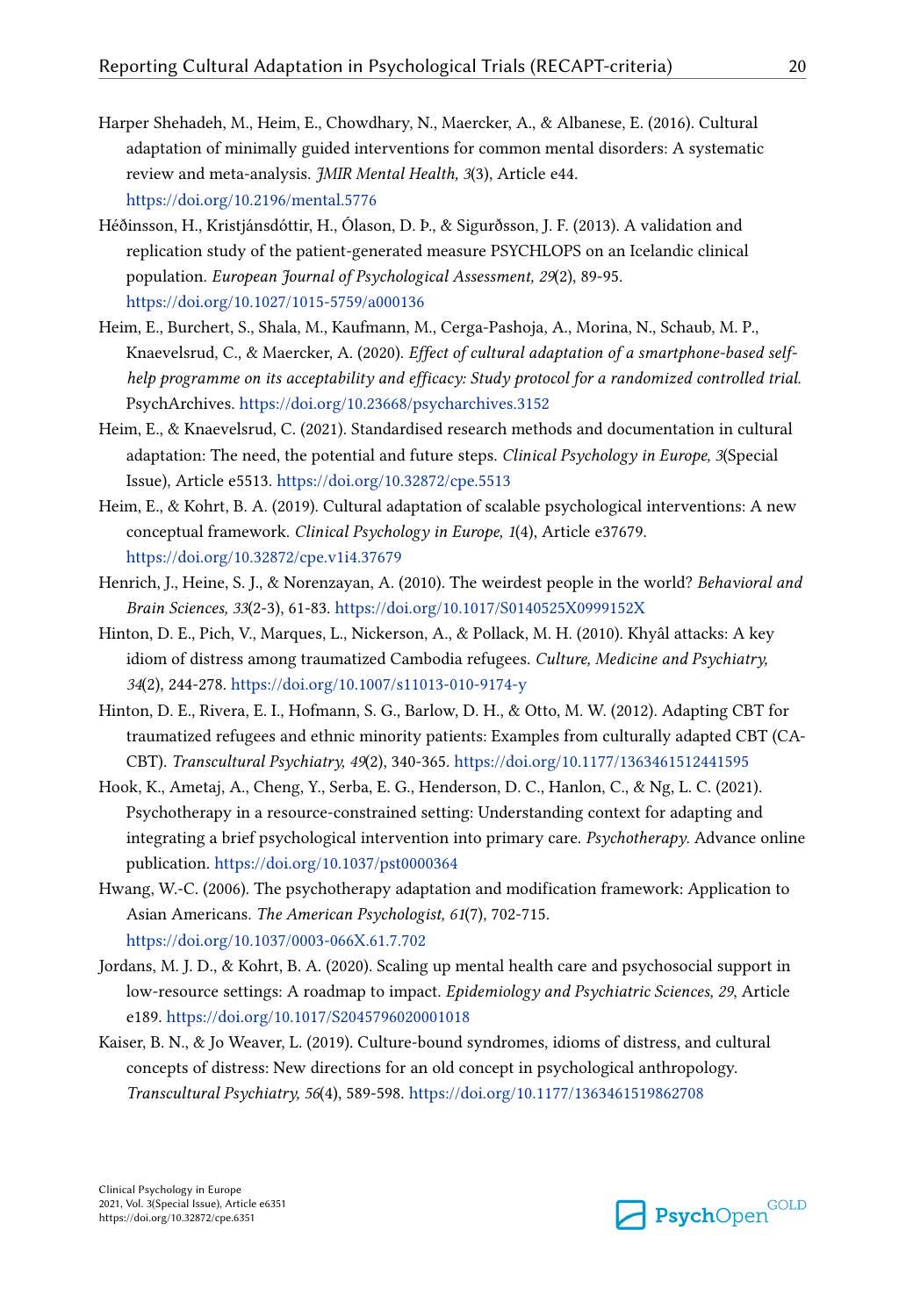Harper Shehadeh, M., Heim, E., Chowdhary, N., Maercker, A., & Albanese, E. (2016). Cultural adaptation of minimally guided interventions for common mental disorders: A systematic review and meta-analysis. *JMIR Mental Health, 3*(3), Article e44. https://doi.org/10.2196/mental.5776

Héðinsson, H., Kristjánsdóttir, H., Ólason, D. Þ., & Sigurðsson, J. F. (2013). A validation and replication study of the patient-generated measure PSYCHLOPS on an Icelandic clinical population. *European Journal of Psychological Assessment, 29*(2), 89-95. https://doi.org/10.1027/1015-5759/a000136

Heim, E., Burchert, S., Shala, M., Kaufmann, M., Cerga-Pashoja, A., Morina, N., Schaub, M. P., Knaevelsrud, C., & Maercker, A. (2020). *Effect of cultural adaptation of a smartphone-based self-help programme on its acceptability and efficacy: Study protocol for a randomized controlled trial.* PsychArchives. https://doi.org/10.23668/psycharchives.3152

Heim, E., & Knaevelsrud, C. (2021). Standardised research methods and documentation in cultural adaptation: The need, the potential and future steps. *Clinical Psychology in Europe, 3*(Special Issue), Article e5513. https://doi.org/10.32872/cpe.5513

Heim, E., & Kohrt, B. A. (2019). Cultural adaptation of scalable psychological interventions: A new conceptual framework. *Clinical Psychology in Europe, 1*(4), Article e37679. https://doi.org/10.32872/cpe.v1i4.37679

Henrich, J., Heine, S. J., & Norenzayan, A. (2010). The weirdest people in the world? *Behavioral and Brain Sciences, 33*(2-3), 61-83. https://doi.org/10.1017/S0140525X0999152X

Hinton, D. E., Pich, V., Marques, L., Nickerson, A., & Pollack, M. H. (2010). Khyâl attacks: A key idiom of distress among traumatized Cambodia refugees. *Culture, Medicine and Psychiatry, 34*(2), 244-278. https://doi.org/10.1007/s11013-010-9174-y

Hinton, D. E., Rivera, E. I., Hofmann, S. G., Barlow, D. H., & Otto, M. W. (2012). Adapting CBT for traumatized refugees and ethnic minority patients: Examples from culturally adapted CBT (CA-CBT). *Transcultural Psychiatry, 49*(2), 340-365. https://doi.org/10.1177/1363461512441595

Hook, K., Ametaj, A., Cheng, Y., Serba, E. G., Henderson, D. C., Hanlon, C., & Ng, L. C. (2021). Psychotherapy in a resource-constrained setting: Understanding context for adapting and integrating a brief psychological intervention into primary care. *Psychotherapy.* Advance online publication. https://doi.org/10.1037/pst0000364

Hwang, W.-C. (2006). The psychotherapy adaptation and modification framework: Application to Asian Americans. *The American Psychologist, 61*(7), 702-715. https://doi.org/10.1037/0003-066X.61.7.702

Jordans, M. J. D., & Kohrt, B. A. (2020). Scaling up mental health care and psychosocial support in low-resource settings: A roadmap to impact. *Epidemiology and Psychiatric Sciences, 29*, Article e189. https://doi.org/10.1017/S2045796020001018

Kaiser, B. N., & Jo Weaver, L. (2019). Culture-bound syndromes, idioms of distress, and cultural concepts of distress: New directions for an old concept in psychological anthropology. *Transcultural Psychiatry, 56*(4), 589-598. https://doi.org/10.1177/1363461519862708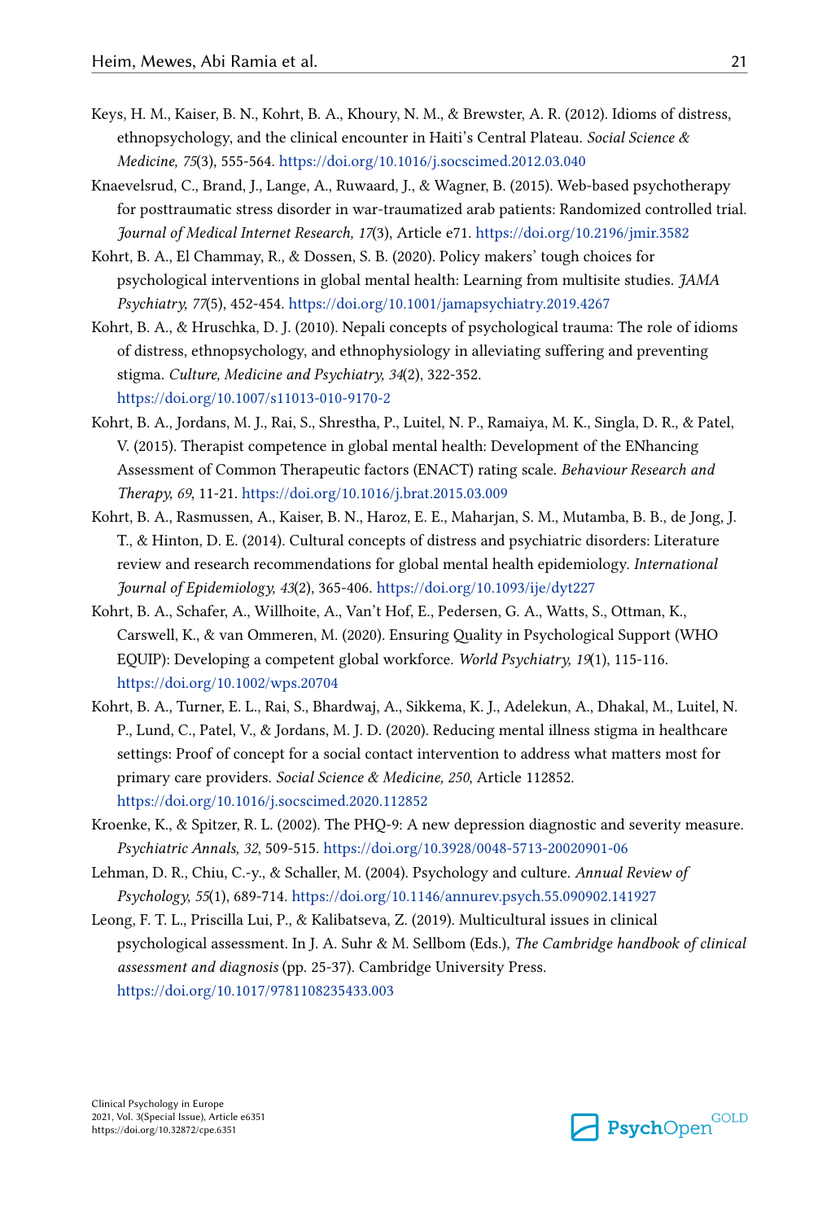Keys, H. M., Kaiser, B. N., Kohrt, B. A., Khoury, N. M., & Brewster, A. R. (2012). Idioms of distress, ethnopsychology, and the clinical encounter in Haiti's Central Plateau. *Social Science & Medicine, 75*(3), 555-564. https://doi.org/10.1016/j.socscimed.2012.03.040

Knaevelsrud, C., Brand, J., Lange, A., Ruwaard, J., & Wagner, B. (2015). Web-based psychotherapy for posttraumatic stress disorder in war-traumatized arab patients: Randomized controlled trial. *Journal of Medical Internet Research, 17*(3), Article e71. https://doi.org/10.2196/jmir.3582

Kohrt, B. A., El Chammay, R., & Dossen, S. B. (2020). Policy makers' tough choices for psychological interventions in global mental health: Learning from multisite studies. *JAMA Psychiatry, 77*(5), 452-454. https://doi.org/10.1001/jamapsychiatry.2019.4267

Kohrt, B. A., & Hruschka, D. J. (2010). Nepali concepts of psychological trauma: The role of idioms of distress, ethnopsychology, and ethnophysiology in alleviating suffering and preventing stigma. *Culture, Medicine and Psychiatry, 34*(2), 322-352. https://doi.org/10.1007/s11013-010-9170-2

Kohrt, B. A., Jordans, M. J., Rai, S., Shrestha, P., Luitel, N. P., Ramaiya, M. K., Singla, D. R., & Patel, V. (2015). Therapist competence in global mental health: Development of the ENhancing Assessment of Common Therapeutic factors (ENACT) rating scale. *Behaviour Research and Therapy, 69*, 11-21. https://doi.org/10.1016/j.brat.2015.03.009

Kohrt, B. A., Rasmussen, A., Kaiser, B. N., Haroz, E. E., Maharjan, S. M., Mutamba, B. B., de Jong, J. T., & Hinton, D. E. (2014). Cultural concepts of distress and psychiatric disorders: Literature review and research recommendations for global mental health epidemiology. *International Journal of Epidemiology, 43*(2), 365-406. https://doi.org/10.1093/ije/dyt227

Kohrt, B. A., Schafer, A., Willhoite, A., Van't Hof, E., Pedersen, G. A., Watts, S., Ottman, K., Carswell, K., & van Ommeren, M. (2020). Ensuring Quality in Psychological Support (WHO EQUIP): Developing a competent global workforce. *World Psychiatry, 19*(1), 115-116. https://doi.org/10.1002/wps.20704

Kohrt, B. A., Turner, E. L., Rai, S., Bhardwaj, A., Sikkema, K. J., Adelekun, A., Dhakal, M., Luitel, N. P., Lund, C., Patel, V., & Jordans, M. J. D. (2020). Reducing mental illness stigma in healthcare settings: Proof of concept for a social contact intervention to address what matters most for primary care providers. *Social Science & Medicine, 250*, Article 112852. https://doi.org/10.1016/j.socscimed.2020.112852

Kroenke, K., & Spitzer, R. L. (2002). The PHQ-9: A new depression diagnostic and severity measure. *Psychiatric Annals, 32*, 509-515. https://doi.org/10.3928/0048-5713-20020901-06

Lehman, D. R., Chiu, C.-y., & Schaller, M. (2004). Psychology and culture. *Annual Review of Psychology, 55*(1), 689-714. https://doi.org/10.1146/annurev.psych.55.090902.141927

Leong, F. T. L., Priscilla Lui, P., & Kalibatseva, Z. (2019). Multicultural issues in clinical psychological assessment. In J. A. Suhr & M. Sellbom (Eds.), *The Cambridge handbook of clinical assessment and diagnosis* (pp. 25-37). Cambridge University Press. https://doi.org/10.1017/9781108235433.003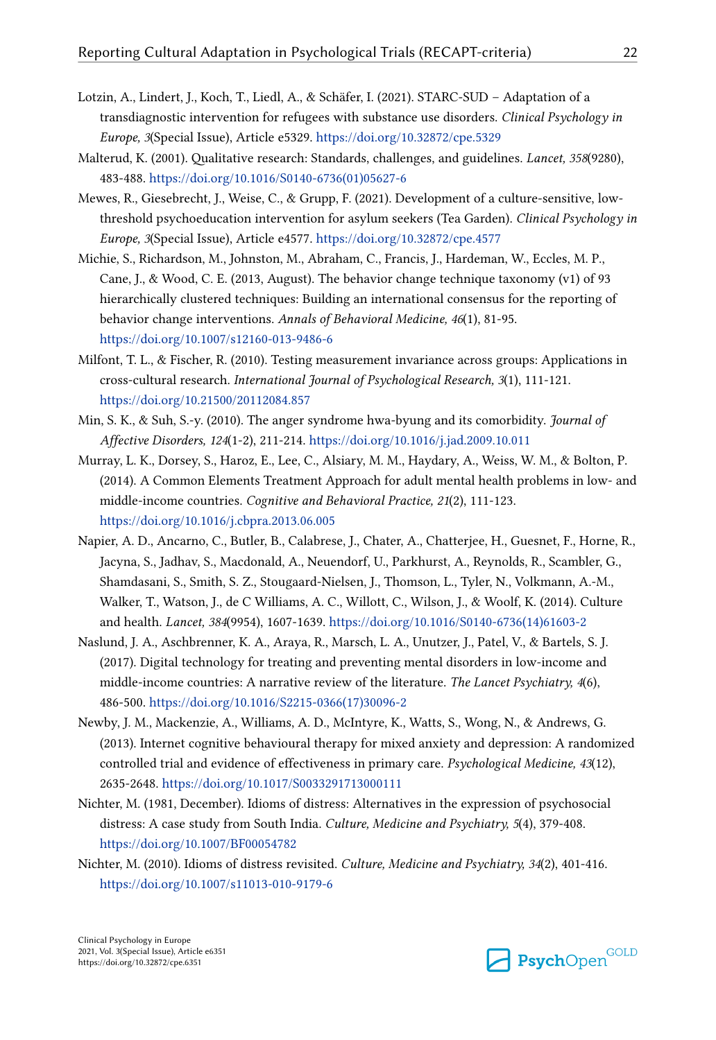Lotzin, A., Lindert, J., Koch, T., Liedl, A., & Schäfer, I. (2021). STARC-SUD – Adaptation of a transdiagnostic intervention for refugees with substance use disorders. *Clinical Psychology in Europe, 3*(Special Issue), Article e5329. https://doi.org/10.32872/cpe.5329

Malterud, K. (2001). Qualitative research: Standards, challenges, and guidelines. *Lancet, 358*(9280), 483-488. https://doi.org/10.1016/S0140-6736(01)05627-6

Mewes, R., Giesebrecht, J., Weise, C., & Grupp, F. (2021). Development of a culture-sensitive, low-threshold psychoeducation intervention for asylum seekers (Tea Garden). *Clinical Psychology in Europe, 3*(Special Issue), Article e4577. https://doi.org/10.32872/cpe.4577

Michie, S., Richardson, M., Johnston, M., Abraham, C., Francis, J., Hardeman, W., Eccles, M. P., Cane, J., & Wood, C. E. (2013, August). The behavior change technique taxonomy (v1) of 93 hierarchically clustered techniques: Building an international consensus for the reporting of behavior change interventions. *Annals of Behavioral Medicine, 46*(1), 81-95. https://doi.org/10.1007/s12160-013-9486-6

Milfont, T. L., & Fischer, R. (2010). Testing measurement invariance across groups: Applications in cross-cultural research. *International Journal of Psychological Research, 3*(1), 111-121. https://doi.org/10.21500/20112084.857

Min, S. K., & Suh, S.-y. (2010). The anger syndrome hwa-byung and its comorbidity. *Journal of Affective Disorders, 124*(1-2), 211-214. https://doi.org/10.1016/j.jad.2009.10.011

Murray, L. K., Dorsey, S., Haroz, E., Lee, C., Alsiary, M. M., Haydary, A., Weiss, W. M., & Bolton, P. (2014). A Common Elements Treatment Approach for adult mental health problems in low- and middle-income countries. *Cognitive and Behavioral Practice, 21*(2), 111-123. https://doi.org/10.1016/j.cbpra.2013.06.005

Napier, A. D., Ancarno, C., Butler, B., Calabrese, J., Chater, A., Chatterjee, H., Guesnet, F., Horne, R., Jacyna, S., Jadhav, S., Macdonald, A., Neuendorf, U., Parkhurst, A., Reynolds, R., Scambler, G., Shamdasani, S., Smith, S. Z., Stougaard-Nielsen, J., Thomson, L., Tyler, N., Volkmann, A.-M., Walker, T., Watson, J., de C Williams, A. C., Willott, C., Wilson, J., & Woolf, K. (2014). Culture and health. *Lancet, 384*(9954), 1607-1639. https://doi.org/10.1016/S0140-6736(14)61603-2

Naslund, J. A., Aschbrenner, K. A., Araya, R., Marsch, L. A., Unutzer, J., Patel, V., & Bartels, S. J. (2017). Digital technology for treating and preventing mental disorders in low-income and middle-income countries: A narrative review of the literature. *The Lancet Psychiatry, 4*(6), 486-500. https://doi.org/10.1016/S2215-0366(17)30096-2

Newby, J. M., Mackenzie, A., Williams, A. D., McIntyre, K., Watts, S., Wong, N., & Andrews, G. (2013). Internet cognitive behavioural therapy for mixed anxiety and depression: A randomized controlled trial and evidence of effectiveness in primary care. *Psychological Medicine, 43*(12), 2635-2648. https://doi.org/10.1017/S0033291713000111

Nichter, M. (1981, December). Idioms of distress: Alternatives in the expression of psychosocial distress: A case study from South India. *Culture, Medicine and Psychiatry, 5*(4), 379-408. https://doi.org/10.1007/BF00054782

Nichter, M. (2010). Idioms of distress revisited. *Culture, Medicine and Psychiatry, 34*(2), 401-416. https://doi.org/10.1007/s11013-010-9179-6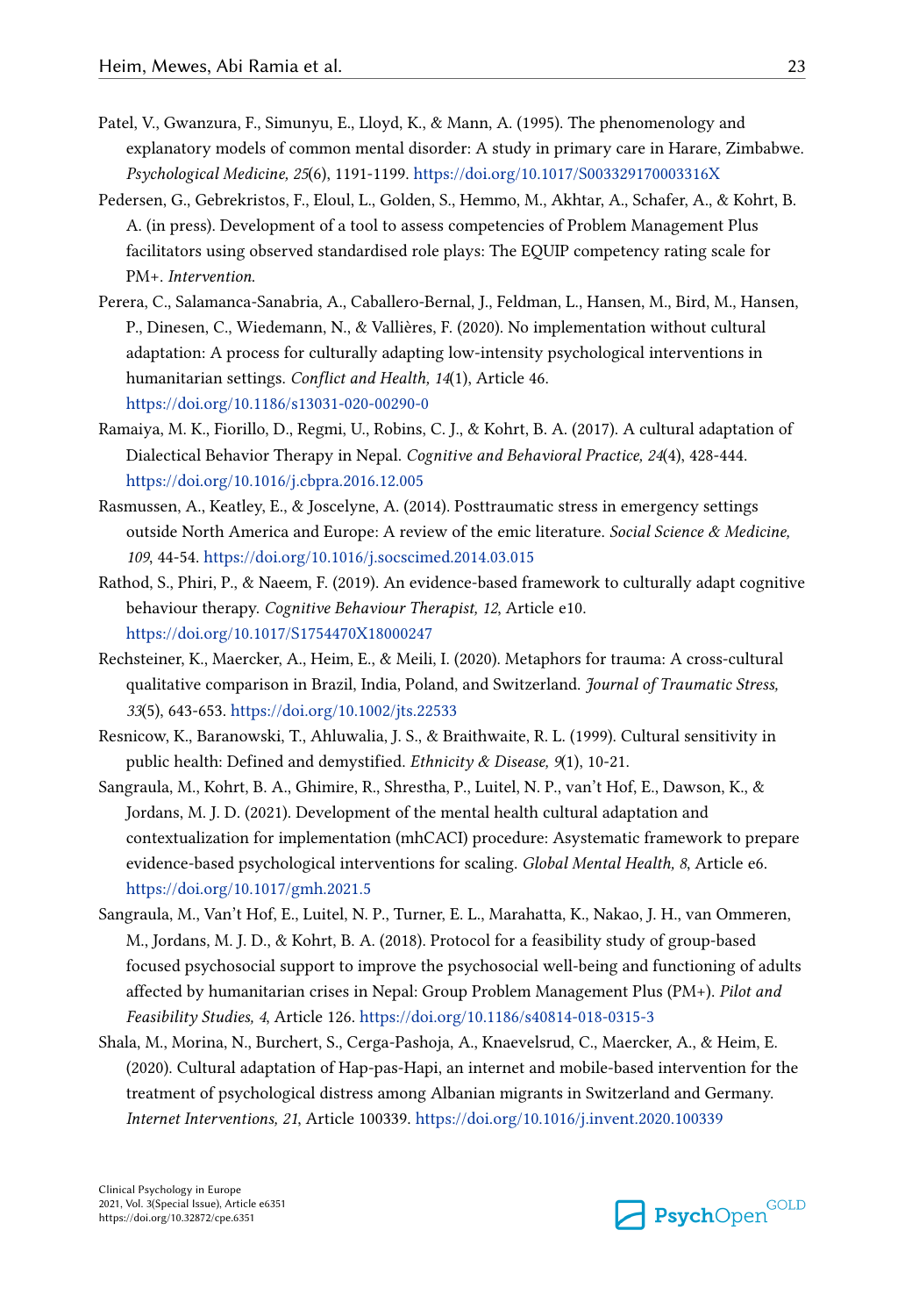Patel, V., Gwanzura, F., Simunyu, E., Lloyd, K., & Mann, A. (1995). The phenomenology and explanatory models of common mental disorder: A study in primary care in Harare, Zimbabwe. *Psychological Medicine, 25*(6), 1191-1199. https://doi.org/10.1017/S003329170003316X

Pedersen, G., Gebrekristos, F., Eloul, L., Golden, S., Hemmo, M., Akhtar, A., Schafer, A., & Kohrt, B. A. (in press). Development of a tool to assess competencies of Problem Management Plus facilitators using observed standardised role plays: The EQUIP competency rating scale for PM+. *Intervention*.

Perera, C., Salamanca-Sanabria, A., Caballero-Bernal, J., Feldman, L., Hansen, M., Bird, M., Hansen, P., Dinesen, C., Wiedemann, N., & Vallières, F. (2020). No implementation without cultural adaptation: A process for culturally adapting low-intensity psychological interventions in humanitarian settings. *Conflict and Health, 14*(1), Article 46. https://doi.org/10.1186/s13031-020-00290-0

Ramaiya, M. K., Fiorillo, D., Regmi, U., Robins, C. J., & Kohrt, B. A. (2017). A cultural adaptation of Dialectical Behavior Therapy in Nepal. *Cognitive and Behavioral Practice, 24*(4), 428-444. https://doi.org/10.1016/j.cbpra.2016.12.005

Rasmussen, A., Keatley, E., & Joscelyne, A. (2014). Posttraumatic stress in emergency settings outside North America and Europe: A review of the emic literature. *Social Science & Medicine, 109*, 44-54. https://doi.org/10.1016/j.socscimed.2014.03.015

Rathod, S., Phiri, P., & Naeem, F. (2019). An evidence-based framework to culturally adapt cognitive behaviour therapy. *Cognitive Behaviour Therapist, 12*, Article e10. https://doi.org/10.1017/S1754470X18000247

Rechsteiner, K., Maercker, A., Heim, E., & Meili, I. (2020). Metaphors for trauma: A cross-cultural qualitative comparison in Brazil, India, Poland, and Switzerland. *Journal of Traumatic Stress, 33*(5), 643-653. https://doi.org/10.1002/jts.22533

Resnicow, K., Baranowski, T., Ahluwalia, J. S., & Braithwaite, R. L. (1999). Cultural sensitivity in public health: Defined and demystified. *Ethnicity & Disease, 9*(1), 10-21.

Sangraula, M., Kohrt, B. A., Ghimire, R., Shrestha, P., Luitel, N. P., van't Hof, E., Dawson, K., & Jordans, M. J. D. (2021). Development of the mental health cultural adaptation and contextualization for implementation (mhCACI) procedure: Asystematic framework to prepare evidence-based psychological interventions for scaling. *Global Mental Health, 8*, Article e6. https://doi.org/10.1017/gmh.2021.5

Sangraula, M., Van't Hof, E., Luitel, N. P., Turner, E. L., Marahatta, K., Nakao, J. H., van Ommeren, M., Jordans, M. J. D., & Kohrt, B. A. (2018). Protocol for a feasibility study of group-based focused psychosocial support to improve the psychosocial well-being and functioning of adults affected by humanitarian crises in Nepal: Group Problem Management Plus (PM+). *Pilot and Feasibility Studies, 4*, Article 126. https://doi.org/10.1186/s40814-018-0315-3

Shala, M., Morina, N., Burchert, S., Cerga-Pashoja, A., Knaevelsrud, C., Maercker, A., & Heim, E. (2020). Cultural adaptation of Hap-pas-Hapi, an internet and mobile-based intervention for the treatment of psychological distress among Albanian migrants in Switzerland and Germany. *Internet Interventions, 21*, Article 100339. https://doi.org/10.1016/j.invent.2020.100339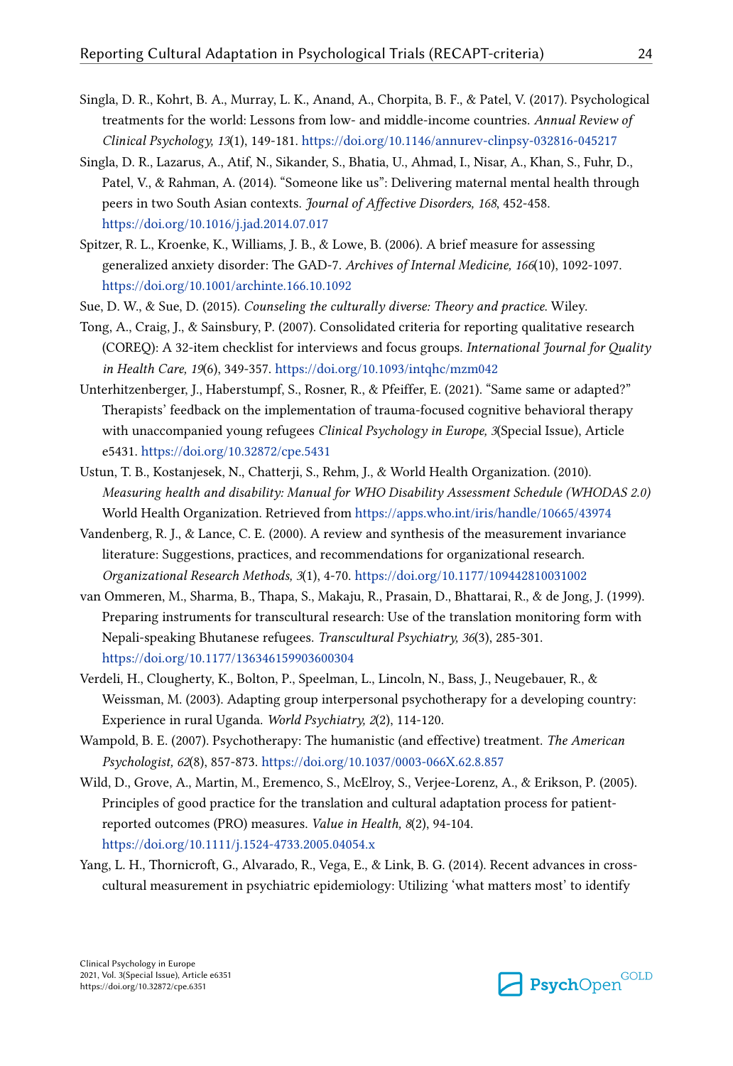Singla, D. R., Kohrt, B. A., Murray, L. K., Anand, A., Chorpita, B. F., & Patel, V. (2017). Psychological treatments for the world: Lessons from low- and middle-income countries. *Annual Review of Clinical Psychology, 13*(1), 149-181. https://doi.org/10.1146/annurev-clinpsy-032816-045217

Singla, D. R., Lazarus, A., Atif, N., Sikander, S., Bhatia, U., Ahmad, I., Nisar, A., Khan, S., Fuhr, D., Patel, V., & Rahman, A. (2014). "Someone like us": Delivering maternal mental health through peers in two South Asian contexts. *Journal of Affective Disorders, 168*, 452-458. https://doi.org/10.1016/j.jad.2014.07.017

Spitzer, R. L., Kroenke, K., Williams, J. B., & Lowe, B. (2006). A brief measure for assessing generalized anxiety disorder: The GAD-7. *Archives of Internal Medicine, 166*(10), 1092-1097. https://doi.org/10.1001/archinte.166.10.1092

Sue, D. W., & Sue, D. (2015). *Counseling the culturally diverse: Theory and practice.* Wiley.

Tong, A., Craig, J., & Sainsbury, P. (2007). Consolidated criteria for reporting qualitative research (COREQ): A 32-item checklist for interviews and focus groups. *International Journal for Quality in Health Care, 19*(6), 349-357. https://doi.org/10.1093/intqhc/mzm042

Unterhitzenberger, J., Haberstumpf, S., Rosner, R., & Pfeiffer, E. (2021). "Same same or adapted?" Therapists' feedback on the implementation of trauma-focused cognitive behavioral therapy with unaccompanied young refugees *Clinical Psychology in Europe, 3*(Special Issue), Article e5431. https://doi.org/10.32872/cpe.5431

Ustun, T. B., Kostanjesek, N., Chatterji, S., Rehm, J., & World Health Organization. (2010). *Measuring health and disability: Manual for WHO Disability Assessment Schedule (WHODAS 2.0)* World Health Organization. Retrieved from https://apps.who.int/iris/handle/10665/43974

Vandenberg, R. J., & Lance, C. E. (2000). A review and synthesis of the measurement invariance literature: Suggestions, practices, and recommendations for organizational research. *Organizational Research Methods, 3*(1), 4-70. https://doi.org/10.1177/109442810031002

van Ommeren, M., Sharma, B., Thapa, S., Makaju, R., Prasain, D., Bhattarai, R., & de Jong, J. (1999). Preparing instruments for transcultural research: Use of the translation monitoring form with Nepali-speaking Bhutanese refugees. *Transcultural Psychiatry, 36*(3), 285-301. https://doi.org/10.1177/136346159903600304

Verdeli, H., Clougherty, K., Bolton, P., Speelman, L., Lincoln, N., Bass, J., Neugebauer, R., & Weissman, M. (2003). Adapting group interpersonal psychotherapy for a developing country: Experience in rural Uganda. *World Psychiatry, 2*(2), 114-120.

Wampold, B. E. (2007). Psychotherapy: The humanistic (and effective) treatment. *The American Psychologist, 62*(8), 857-873. https://doi.org/10.1037/0003-066X.62.8.857

Wild, D., Grove, A., Martin, M., Eremenco, S., McElroy, S., Verjee-Lorenz, A., & Erikson, P. (2005). Principles of good practice for the translation and cultural adaptation process for patient-reported outcomes (PRO) measures. *Value in Health, 8*(2), 94-104. https://doi.org/10.1111/j.1524-4733.2005.04054.x

Yang, L. H., Thornicroft, G., Alvarado, R., Vega, E., & Link, B. G. (2014). Recent advances in cross-cultural measurement in psychiatric epidemiology: Utilizing 'what matters most' to identify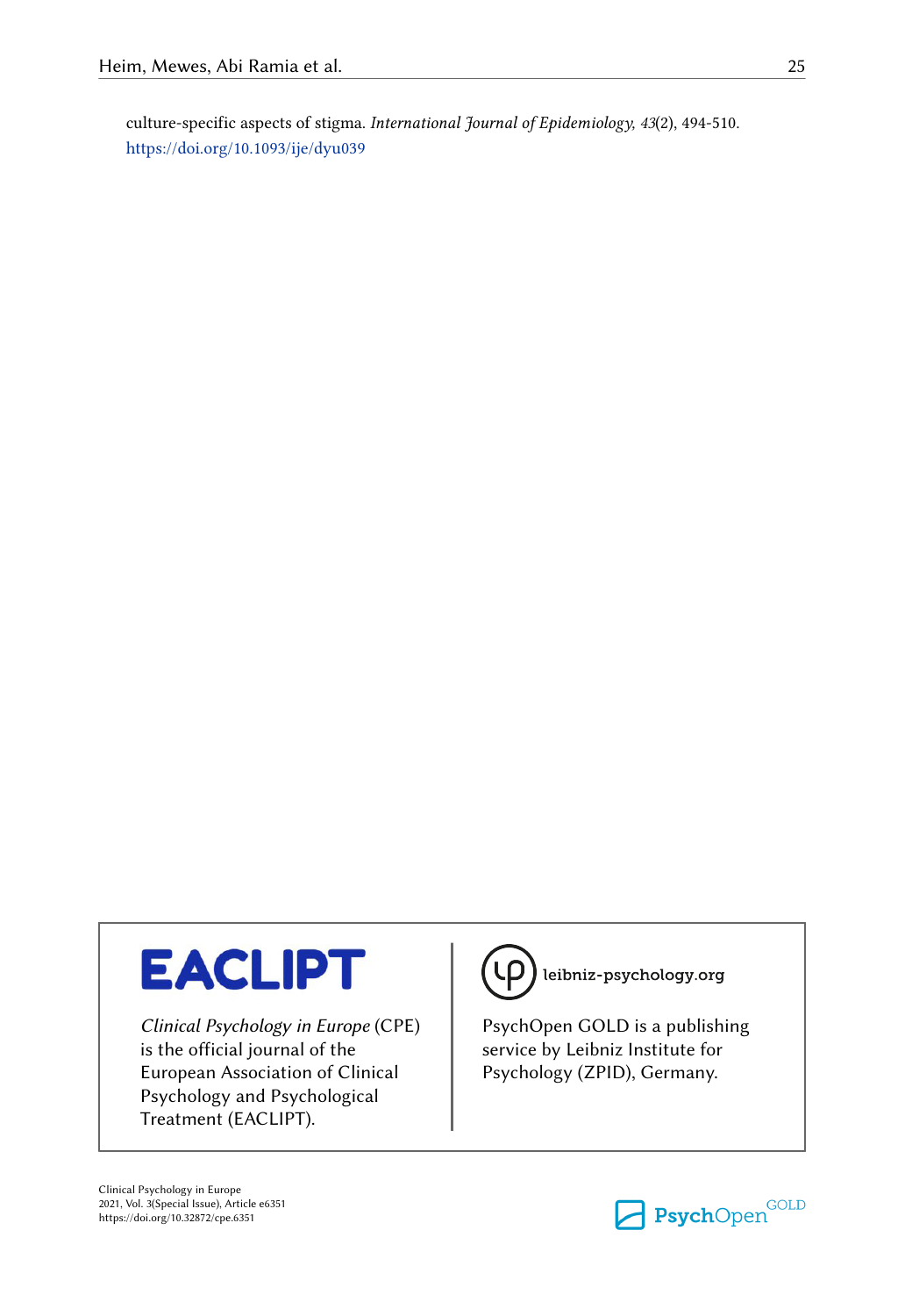culture-specific aspects of stigma. *International Journal of Epidemiology, 43*(2), 494-510. https://doi.org/10.1093/ije/dyu039

EACLIPT

*Clinical Psychology in Europe* (CPE) is the official journal of the European Association of Clinical Psychology and Psychological Treatment (EACLIPT).

leibniz-psychology.org

PsychOpen GOLD is a publishing service by Leibniz Institute for Psychology (ZPID), Germany.